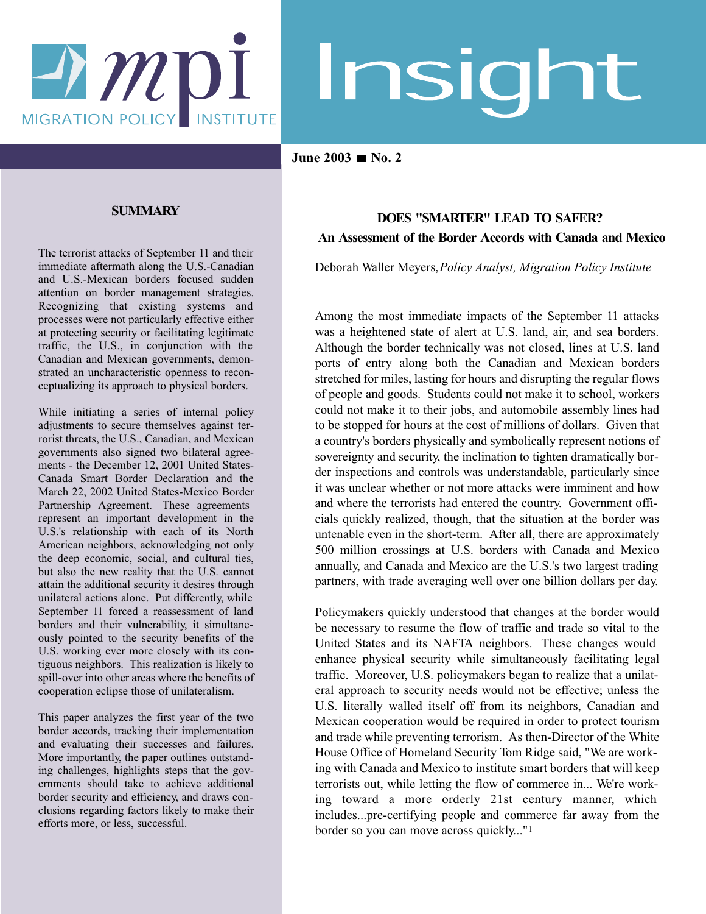# mpi MIGRATION POLICY INSTITUTE

# Insight

**June 2003 ■ No. 2**

## SUMMARY

The terrorist attacks of September 11 and their immediate aftermath along the U.S.-Canadian and U.S.-Mexican borders focused sudden attention on border management strategies. Recognizing that existing systems and processes were not particularly effective either at protecting security or facilitating legitimate traffic, the U.S., in conjunction with the Canadian and Mexican governments, demonstrated an uncharacteristic openness to reconceptualizing its approach to physical borders.

While initiating a series of internal policy adjustments to secure themselves against terrorist threats, the U.S., Canadian, and Mexican governments also signed two bilateral agreements - the December 12, 2001 United States-Canada Smart Border Declaration and the March 22, 2002 United States-Mexico Border Partnership Agreement. These agreements represent an important development in the U.S.'s relationship with each of its North American neighbors, acknowledging not only the deep economic, social, and cultural ties, but also the new reality that the U.S. cannot attain the additional security it desires through unilateral actions alone. Put differently, while September 11 forced a reassessment of land borders and their vulnerability, it simultaneously pointed to the security benefits of the U.S. working ever more closely with its contiguous neighbors. This realization is likely to spill-over into other areas where the benefits of cooperation eclipse those of unilateralism.

This paper analyzes the first year of the two border accords, tracking their implementation and evaluating their successes and failures. More importantly, the paper outlines outstanding challenges, highlights steps that the governments should take to achieve additional border security and efficiency, and draws conclusions regarding factors likely to make their efforts more, or less, successful.

## DOES "SMARTER" LEAD TO SAFER? An Assessment of the Border Accords with Canada and Mexico

Deborah Waller Meyers, *Policy Analyst, Migration Policy Institute*

Among the most immediate impacts of the September 11 attacks was a heightened state of alert at U.S. land, air, and sea borders. Although the border technically was not closed, lines at U.S. land ports of entry along both the Canadian and Mexican borders stretched for miles, lasting for hours and disrupting the regular flows of people and goods. Students could not make it to school, workers could not make it to their jobs, and automobile assembly lines had to be stopped for hours at the cost of millions of dollars. Given that a country's borders physically and symbolically represent notions of sovereignty and security, the inclination to tighten dramatically border inspections and controls was understandable, particularly since it was unclear whether or not more attacks were imminent and how and where the terrorists had entered the country. Government officials quickly realized, though, that the situation at the border was untenable even in the short-term. After all, there are approximately 500 million crossings at U.S. borders with Canada and Mexico annually, and Canada and Mexico are the U.S.'s two largest trading partners, with trade averaging well over one billion dollars per day.

Policymakers quickly understood that changes at the border would be necessary to resume the flow of traffic and trade so vital to the United States and its NAFTA neighbors. These changes would enhance physical security while simultaneously facilitating legal traffic. Moreover, U.S. policymakers began to realize that a unilateral approach to security needs would not be effective; unless the U.S. literally walled itself off from its neighbors, Canadian and Mexican cooperation would be required in order to protect tourism and trade while preventing terrorism. As then-Director of the White House Office of Homeland Security Tom Ridge said, "We are working with Canada and Mexico to institute smart borders that will keep terrorists out, while letting the flow of commerce in... We're working toward a more orderly 21st century manner, which includes...pre-certifying people and commerce far away from the border so you can move across quickly..."[1]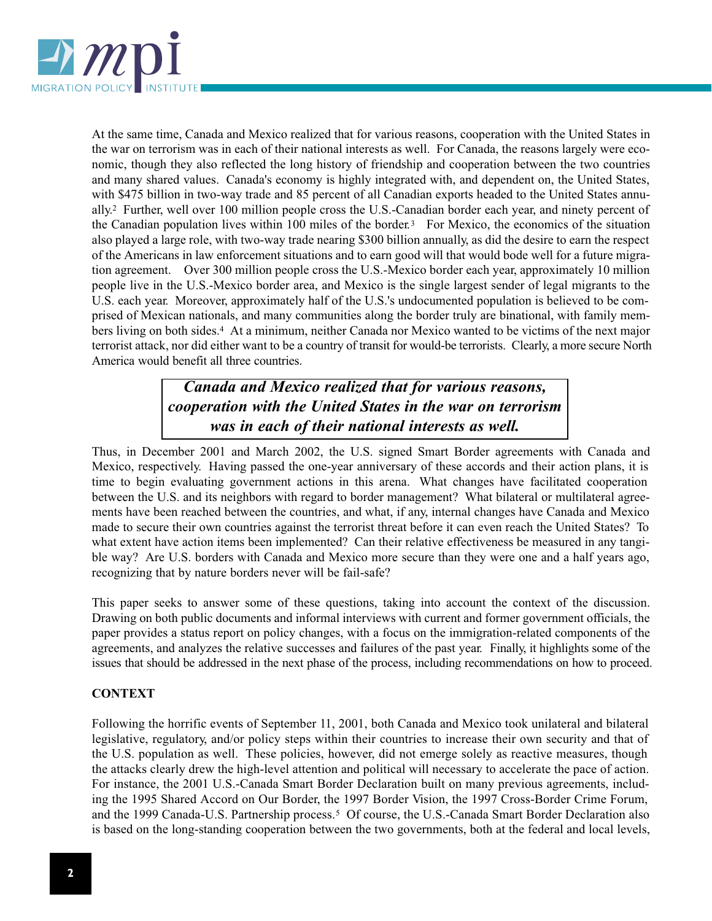At the same time, Canada and Mexico realized that for various reasons, cooperation with the United States in the war on terrorism was in each of their national interests as well. For Canada, the reasons largely were economic, though they also reflected the long history of friendship and cooperation between the two countries and many shared values. Canada's economy is highly integrated with, and dependent on, the United States, with $475 billion in two-way trade and 85 percent of all Canadian exports headed to the United States annually.[2] Further, well over 100 million people cross the U.S.-Canadian border each year, and ninety percent of the Canadian population lives within 100 miles of the border.[3] For Mexico, the economics of the situation also played a large role, with two-way trade nearing $300 billion annually, as did the desire to earn the respect of the Americans in law enforcement situations and to earn good will that would bode well for a future migration agreement. Over 300 million people cross the U.S.-Mexico border each year, approximately 10 million people live in the U.S.-Mexico border area, and Mexico is the single largest sender of legal migrants to the U.S. each year. Moreover, approximately half of the U.S.'s undocumented population is believed to be comprised of Mexican nationals, and many communities along the border truly are binational, with family members living on both sides.[4] At a minimum, neither Canada nor Mexico wanted to be victims of the next major terrorist attack, nor did either want to be a country of transit for would-be terrorists. Clearly, a more secure North America would benefit all three countries.

> ***Canada and Mexico realized that for various reasons, cooperation with the United States in the war on terrorism was in each of their national interests as well.***

Thus, in December 2001 and March 2002, the U.S. signed Smart Border agreements with Canada and Mexico, respectively. Having passed the one-year anniversary of these accords and their action plans, it is time to begin evaluating government actions in this arena. What changes have facilitated cooperation between the U.S. and its neighbors with regard to border management? What bilateral or multilateral agreements have been reached between the countries, and what, if any, internal changes have Canada and Mexico made to secure their own countries against the terrorist threat before it can even reach the United States? To what extent have action items been implemented? Can their relative effectiveness be measured in any tangible way? Are U.S. borders with Canada and Mexico more secure than they were one and a half years ago, recognizing that by nature borders never will be fail-safe?

This paper seeks to answer some of these questions, taking into account the context of the discussion. Drawing on both public documents and informal interviews with current and former government officials, the paper provides a status report on policy changes, with a focus on the immigration-related components of the agreements, and analyzes the relative successes and failures of the past year. Finally, it highlights some of the issues that should be addressed in the next phase of the process, including recommendations on how to proceed.

## CONTEXT

Following the horrific events of September 11, 2001, both Canada and Mexico took unilateral and bilateral legislative, regulatory, and/or policy steps within their countries to increase their own security and that of the U.S. population as well. These policies, however, did not emerge solely as reactive measures, though the attacks clearly drew the high-level attention and political will necessary to accelerate the pace of action. For instance, the 2001 U.S.-Canada Smart Border Declaration built on many previous agreements, including the 1995 Shared Accord on Our Border, the 1997 Border Vision, the 1997 Cross-Border Crime Forum, and the 1999 Canada-U.S. Partnership process.[5] Of course, the U.S.-Canada Smart Border Declaration also is based on the long-standing cooperation between the two governments, both at the federal and local levels,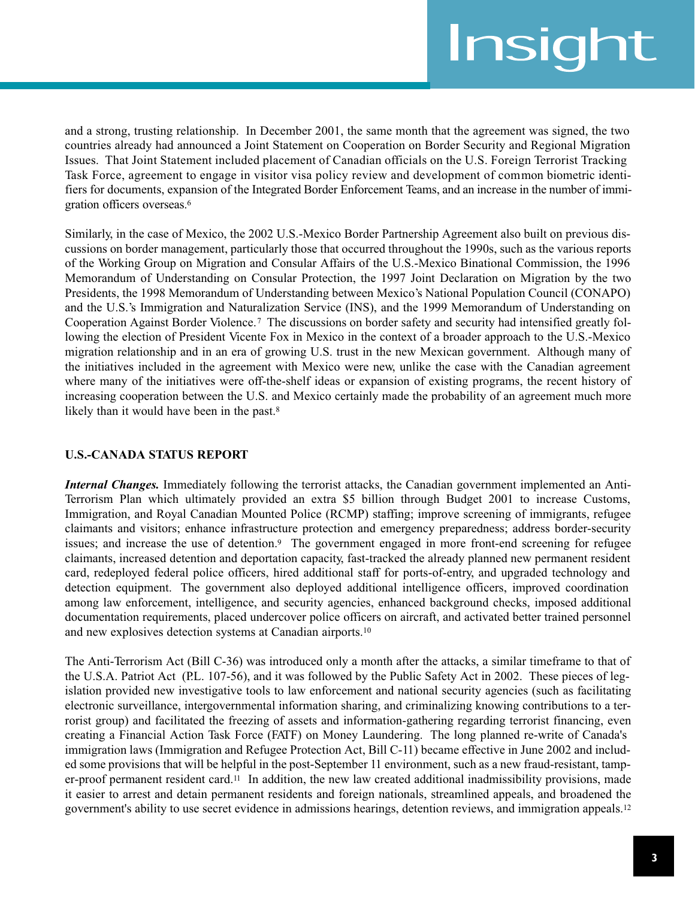and a strong, trusting relationship. In December 2001, the same month that the agreement was signed, the two countries already had announced a Joint Statement on Cooperation on Border Security and Regional Migration Issues. That Joint Statement included placement of Canadian officials on the U.S. Foreign Terrorist Tracking Task Force, agreement to engage in visitor visa policy review and development of common biometric identifiers for documents, expansion of the Integrated Border Enforcement Teams, and an increase in the number of immigration officers overseas.[6]

Similarly, in the case of Mexico, the 2002 U.S.-Mexico Border Partnership Agreement also built on previous discussions on border management, particularly those that occurred throughout the 1990s, such as the various reports of the Working Group on Migration and Consular Affairs of the U.S.-Mexico Binational Commission, the 1996 Memorandum of Understanding on Consular Protection, the 1997 Joint Declaration on Migration by the two Presidents, the 1998 Memorandum of Understanding between Mexico's National Population Council (CONAPO) and the U.S.'s Immigration and Naturalization Service (INS), and the 1999 Memorandum of Understanding on Cooperation Against Border Violence.[7] The discussions on border safety and security had intensified greatly following the election of President Vicente Fox in Mexico in the context of a broader approach to the U.S.-Mexico migration relationship and in an era of growing U.S. trust in the new Mexican government. Although many of the initiatives included in the agreement with Mexico were new, unlike the case with the Canadian agreement where many of the initiatives were off-the-shelf ideas or expansion of existing programs, the recent history of increasing cooperation between the U.S. and Mexico certainly made the probability of an agreement much more likely than it would have been in the past.[8]

## U.S.-CANADA STATUS REPORT

***Internal Changes.*** Immediately following the terrorist attacks, the Canadian government implemented an Anti-Terrorism Plan which ultimately provided an extra $5 billion through Budget 2001 to increase Customs, Immigration, and Royal Canadian Mounted Police (RCMP) staffing; improve screening of immigrants, refugee claimants and visitors; enhance infrastructure protection and emergency preparedness; address border-security issues; and increase the use of detention.[9] The government engaged in more front-end screening for refugee claimants, increased detention and deportation capacity, fast-tracked the already planned new permanent resident card, redeployed federal police officers, hired additional staff for ports-of-entry, and upgraded technology and detection equipment. The government also deployed additional intelligence officers, improved coordination among law enforcement, intelligence, and security agencies, enhanced background checks, imposed additional documentation requirements, placed undercover police officers on aircraft, and activated better trained personnel and new explosives detection systems at Canadian airports.[10]

The Anti-Terrorism Act (Bill C-36) was introduced only a month after the attacks, a similar timeframe to that of the U.S.A. Patriot Act (P.L. 107-56), and it was followed by the Public Safety Act in 2002. These pieces of legislation provided new investigative tools to law enforcement and national security agencies (such as facilitating electronic surveillance, intergovernmental information sharing, and criminalizing knowing contributions to a terrorist group) and facilitated the freezing of assets and information-gathering regarding terrorist financing, even creating a Financial Action Task Force (FATF) on Money Laundering. The long planned re-write of Canada's immigration laws (Immigration and Refugee Protection Act, Bill C-11) became effective in June 2002 and included some provisions that will be helpful in the post-September 11 environment, such as a new fraud-resistant, tamper-proof permanent resident card.[11] In addition, the new law created additional inadmissibility provisions, made it easier to arrest and detain permanent residents and foreign nationals, streamlined appeals, and broadened the government's ability to use secret evidence in admissions hearings, detention reviews, and immigration appeals.[12]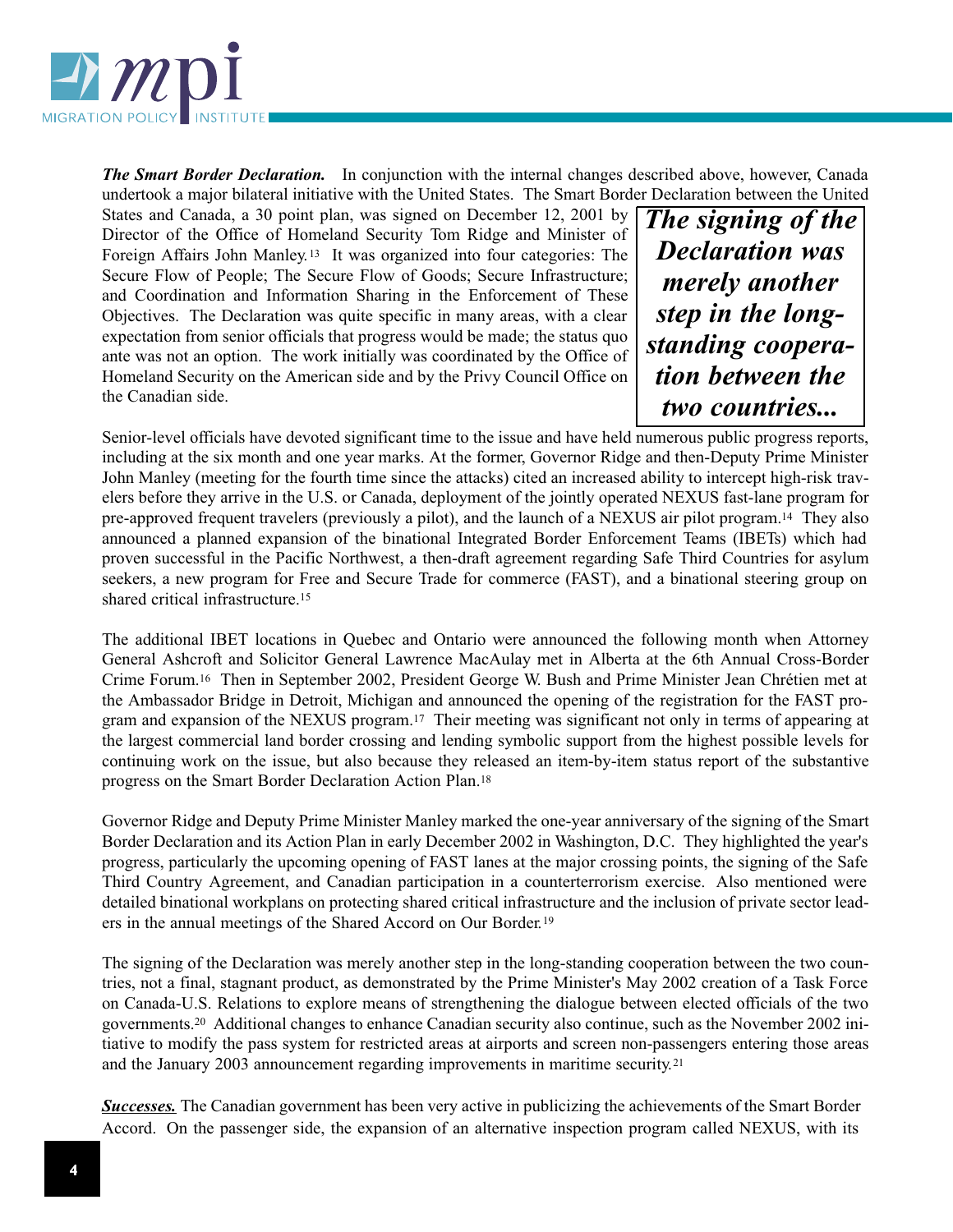***The Smart Border Declaration.*** In conjunction with the internal changes described above, however, Canada undertook a major bilateral initiative with the United States. The Smart Border Declaration between the United States and Canada, a 30 point plan, was signed on December 12, 2001 by Director of the Office of Homeland Security Tom Ridge and Minister of Foreign Affairs John Manley.[13] It was organized into four categories: The Secure Flow of People; The Secure Flow of Goods; Secure Infrastructure; and Coordination and Information Sharing in the Enforcement of These Objectives. The Declaration was quite specific in many areas, with a clear expectation from senior officials that progress would be made; the status quo ante was not an option. The work initially was coordinated by the Office of Homeland Security on the American side and by the Privy Council Office on the Canadian side.

> ***The signing of the Declaration was merely another step in the long-standing cooperation between the two countries...***

Senior-level officials have devoted significant time to the issue and have held numerous public progress reports, including at the six month and one year marks. At the former, Governor Ridge and then-Deputy Prime Minister John Manley (meeting for the fourth time since the attacks) cited an increased ability to intercept high-risk travelers before they arrive in the U.S. or Canada, deployment of the jointly operated NEXUS fast-lane program for pre-approved frequent travelers (previously a pilot), and the launch of a NEXUS air pilot program.[14] They also announced a planned expansion of the binational Integrated Border Enforcement Teams (IBETs) which had proven successful in the Pacific Northwest, a then-draft agreement regarding Safe Third Countries for asylum seekers, a new program for Free and Secure Trade for commerce (FAST), and a binational steering group on shared critical infrastructure.[15]

The additional IBET locations in Quebec and Ontario were announced the following month when Attorney General Ashcroft and Solicitor General Lawrence MacAulay met in Alberta at the 6th Annual Cross-Border Crime Forum.[16] Then in September 2002, President George W. Bush and Prime Minister Jean Chrétien met at the Ambassador Bridge in Detroit, Michigan and announced the opening of the registration for the FAST program and expansion of the NEXUS program.[17] Their meeting was significant not only in terms of appearing at the largest commercial land border crossing and lending symbolic support from the highest possible levels for continuing work on the issue, but also because they released an item-by-item status report of the substantive progress on the Smart Border Declaration Action Plan.[18]

Governor Ridge and Deputy Prime Minister Manley marked the one-year anniversary of the signing of the Smart Border Declaration and its Action Plan in early December 2002 in Washington, D.C. They highlighted the year's progress, particularly the upcoming opening of FAST lanes at the major crossing points, the signing of the Safe Third Country Agreement, and Canadian participation in a counterterrorism exercise. Also mentioned were detailed binational workplans on protecting shared critical infrastructure and the inclusion of private sector leaders in the annual meetings of the Shared Accord on Our Border.[19]

The signing of the Declaration was merely another step in the long-standing cooperation between the two countries, not a final, stagnant product, as demonstrated by the Prime Minister's May 2002 creation of a Task Force on Canada-U.S. Relations to explore means of strengthening the dialogue between elected officials of the two governments.[20] Additional changes to enhance Canadian security also continue, such as the November 2002 initiative to modify the pass system for restricted areas at airports and screen non-passengers entering those areas and the January 2003 announcement regarding improvements in maritime security.[21]

***Successes.*** The Canadian government has been very active in publicizing the achievements of the Smart Border Accord. On the passenger side, the expansion of an alternative inspection program called NEXUS, with its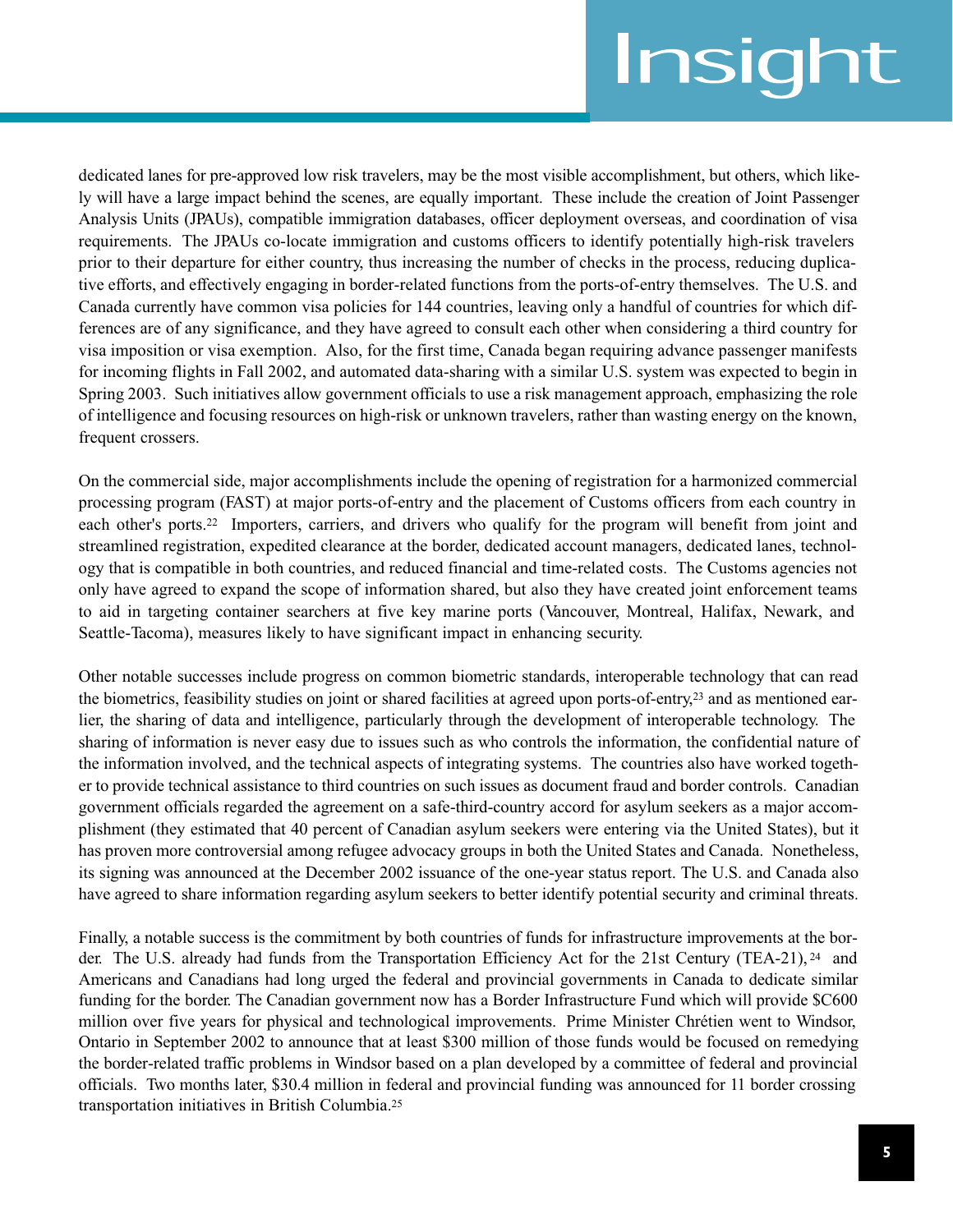dedicated lanes for pre-approved low risk travelers, may be the most visible accomplishment, but others, which likely will have a large impact behind the scenes, are equally important. These include the creation of Joint Passenger Analysis Units (JPAUs), compatible immigration databases, officer deployment overseas, and coordination of visa requirements. The JPAUs co-locate immigration and customs officers to identify potentially high-risk travelers prior to their departure for either country, thus increasing the number of checks in the process, reducing duplicative efforts, and effectively engaging in border-related functions from the ports-of-entry themselves. The U.S. and Canada currently have common visa policies for 144 countries, leaving only a handful of countries for which differences are of any significance, and they have agreed to consult each other when considering a third country for visa imposition or visa exemption. Also, for the first time, Canada began requiring advance passenger manifests for incoming flights in Fall 2002, and automated data-sharing with a similar U.S. system was expected to begin in Spring 2003. Such initiatives allow government officials to use a risk management approach, emphasizing the role of intelligence and focusing resources on high-risk or unknown travelers, rather than wasting energy on the known, frequent crossers.

On the commercial side, major accomplishments include the opening of registration for a harmonized commercial processing program (FAST) at major ports-of-entry and the placement of Customs officers from each country in each other's ports.[22] Importers, carriers, and drivers who qualify for the program will benefit from joint and streamlined registration, expedited clearance at the border, dedicated account managers, dedicated lanes, technology that is compatible in both countries, and reduced financial and time-related costs. The Customs agencies not only have agreed to expand the scope of information shared, but also they have created joint enforcement teams to aid in targeting container searchers at five key marine ports (Vancouver, Montreal, Halifax, Newark, and Seattle-Tacoma), measures likely to have significant impact in enhancing security.

Other notable successes include progress on common biometric standards, interoperable technology that can read the biometrics, feasibility studies on joint or shared facilities at agreed upon ports-of-entry,[23] and as mentioned earlier, the sharing of data and intelligence, particularly through the development of interoperable technology. The sharing of information is never easy due to issues such as who controls the information, the confidential nature of the information involved, and the technical aspects of integrating systems. The countries also have worked together to provide technical assistance to third countries on such issues as document fraud and border controls. Canadian government officials regarded the agreement on a safe-third-country accord for asylum seekers as a major accomplishment (they estimated that 40 percent of Canadian asylum seekers were entering via the United States), but it has proven more controversial among refugee advocacy groups in both the United States and Canada. Nonetheless, its signing was announced at the December 2002 issuance of the one-year status report. The U.S. and Canada also have agreed to share information regarding asylum seekers to better identify potential security and criminal threats.

Finally, a notable success is the commitment by both countries of funds for infrastructure improvements at the border. The U.S. already had funds from the Transportation Efficiency Act for the 21st Century (TEA-21),[24] and Americans and Canadians had long urged the federal and provincial governments in Canada to dedicate similar funding for the border. The Canadian government now has a Border Infrastructure Fund which will provide $C600 million over five years for physical and technological improvements. Prime Minister Chrétien went to Windsor, Ontario in September 2002 to announce that at least $300 million of those funds would be focused on remedying the border-related traffic problems in Windsor based on a plan developed by a committee of federal and provincial officials. Two months later, $30.4 million in federal and provincial funding was announced for 11 border crossing transportation initiatives in British Columbia.[25]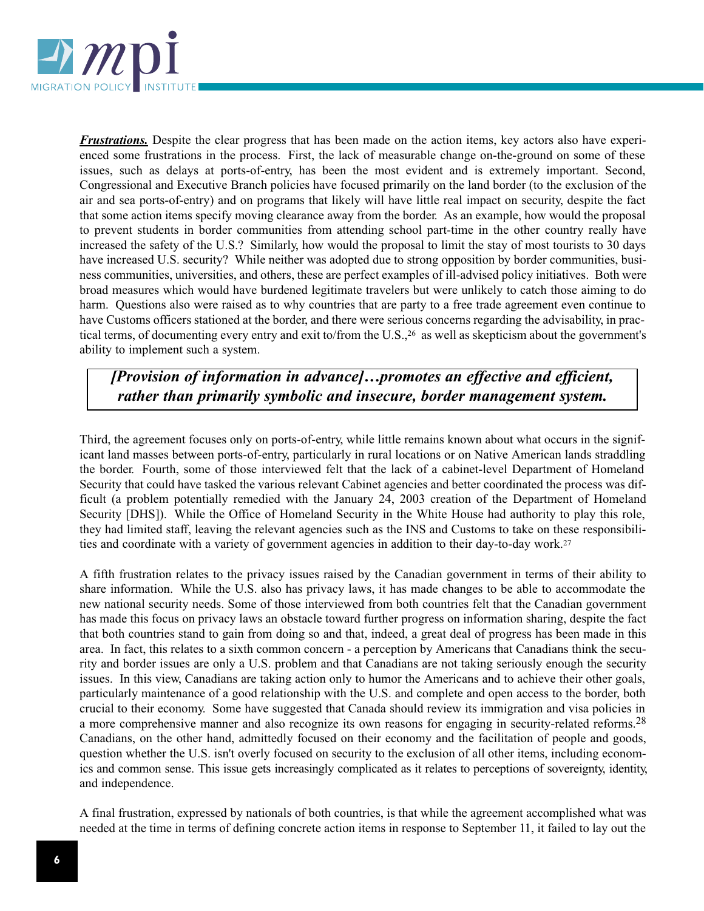***Frustrations.*** Despite the clear progress that has been made on the action items, key actors also have experienced some frustrations in the process. First, the lack of measurable change on-the-ground on some of these issues, such as delays at ports-of-entry, has been the most evident and is extremely important. Second, Congressional and Executive Branch policies have focused primarily on the land border (to the exclusion of the air and sea ports-of-entry) and on programs that likely will have little real impact on security, despite the fact that some action items specify moving clearance away from the border. As an example, how would the proposal to prevent students in border communities from attending school part-time in the other country really have increased the safety of the U.S.? Similarly, how would the proposal to limit the stay of most tourists to 30 days have increased U.S. security? While neither was adopted due to strong opposition by border communities, business communities, universities, and others, these are perfect examples of ill-advised policy initiatives. Both were broad measures which would have burdened legitimate travelers but were unlikely to catch those aiming to do harm. Questions also were raised as to why countries that are party to a free trade agreement even continue to have Customs officers stationed at the border, and there were serious concerns regarding the advisability, in practical terms, of documenting every entry and exit to/from the U.S.,[26] as well as skepticism about the government's ability to implement such a system.

> ***[Provision of information in advance]…promotes an effective and efficient, rather than primarily symbolic and insecure, border management system.***

Third, the agreement focuses only on ports-of-entry, while little remains known about what occurs in the significant land masses between ports-of-entry, particularly in rural locations or on Native American lands straddling the border. Fourth, some of those interviewed felt that the lack of a cabinet-level Department of Homeland Security that could have tasked the various relevant Cabinet agencies and better coordinated the process was difficult (a problem potentially remedied with the January 24, 2003 creation of the Department of Homeland Security [DHS]). While the Office of Homeland Security in the White House had authority to play this role, they had limited staff, leaving the relevant agencies such as the INS and Customs to take on these responsibilities and coordinate with a variety of government agencies in addition to their day-to-day work.[27]

A fifth frustration relates to the privacy issues raised by the Canadian government in terms of their ability to share information. While the U.S. also has privacy laws, it has made changes to be able to accommodate the new national security needs. Some of those interviewed from both countries felt that the Canadian government has made this focus on privacy laws an obstacle toward further progress on information sharing, despite the fact that both countries stand to gain from doing so and that, indeed, a great deal of progress has been made in this area. In fact, this relates to a sixth common concern - a perception by Americans that Canadians think the security and border issues are only a U.S. problem and that Canadians are not taking seriously enough the security issues. In this view, Canadians are taking action only to humor the Americans and to achieve their other goals, particularly maintenance of a good relationship with the U.S. and complete and open access to the border, both crucial to their economy. Some have suggested that Canada should review its immigration and visa policies in a more comprehensive manner and also recognize its own reasons for engaging in security-related reforms.[28] Canadians, on the other hand, admittedly focused on their economy and the facilitation of people and goods, question whether the U.S. isn't overly focused on security to the exclusion of all other items, including economics and common sense. This issue gets increasingly complicated as it relates to perceptions of sovereignty, identity, and independence.

A final frustration, expressed by nationals of both countries, is that while the agreement accomplished what was needed at the time in terms of defining concrete action items in response to September 11, it failed to lay out the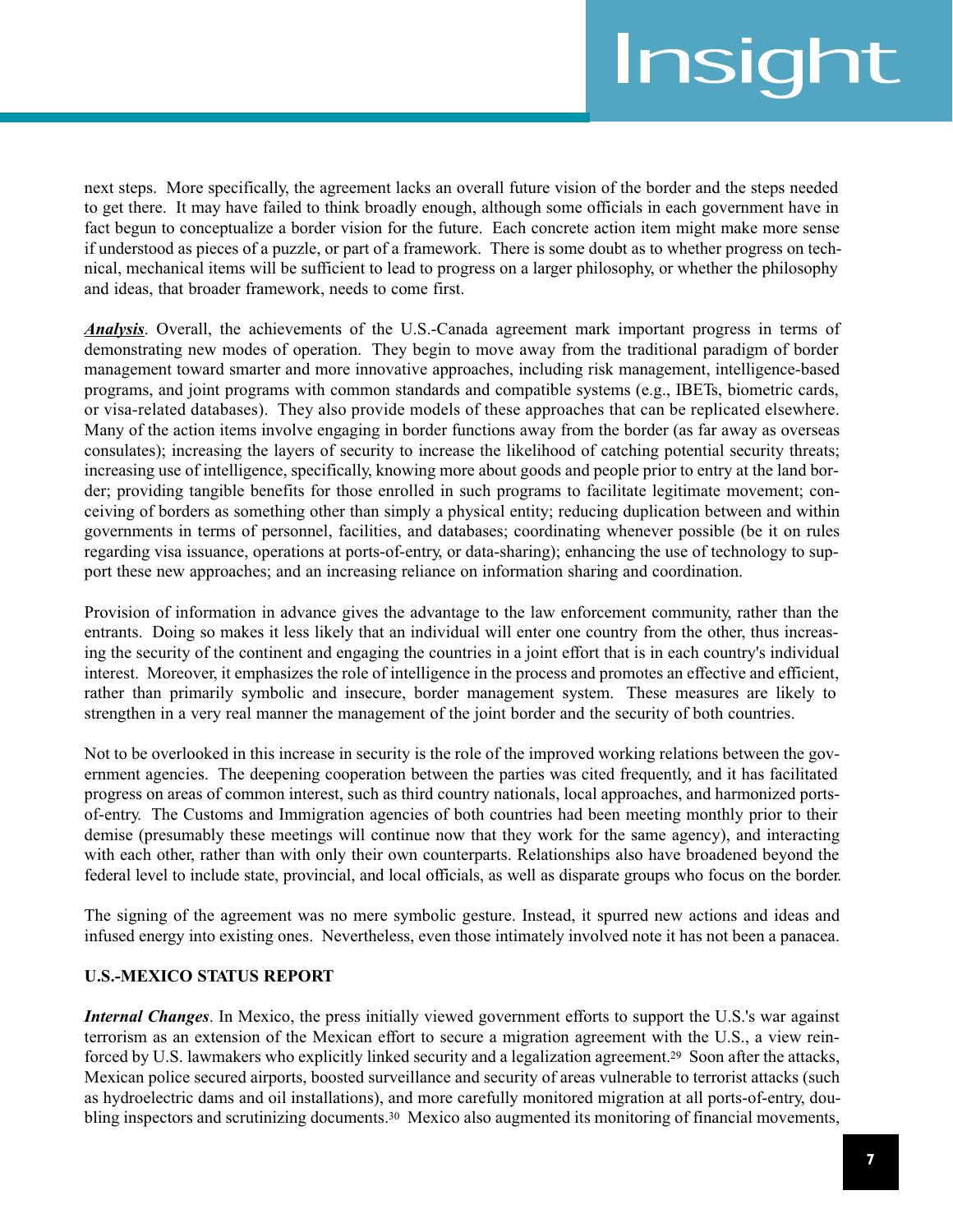next steps. More specifically, the agreement lacks an overall future vision of the border and the steps needed to get there. It may have failed to think broadly enough, although some officials in each government have in fact begun to conceptualize a border vision for the future. Each concrete action item might make more sense if understood as pieces of a puzzle, or part of a framework. There is some doubt as to whether progress on technical, mechanical items will be sufficient to lead to progress on a larger philosophy, or whether the philosophy and ideas, that broader framework, needs to come first.

***Analysis***. Overall, the achievements of the U.S.-Canada agreement mark important progress in terms of demonstrating new modes of operation. They begin to move away from the traditional paradigm of border management toward smarter and more innovative approaches, including risk management, intelligence-based programs, and joint programs with common standards and compatible systems (e.g., IBETs, biometric cards, or visa-related databases). They also provide models of these approaches that can be replicated elsewhere. Many of the action items involve engaging in border functions away from the border (as far away as overseas consulates); increasing the layers of security to increase the likelihood of catching potential security threats; increasing use of intelligence, specifically, knowing more about goods and people prior to entry at the land border; providing tangible benefits for those enrolled in such programs to facilitate legitimate movement; conceiving of borders as something other than simply a physical entity; reducing duplication between and within governments in terms of personnel, facilities, and databases; coordinating whenever possible (be it on rules regarding visa issuance, operations at ports-of-entry, or data-sharing); enhancing the use of technology to support these new approaches; and an increasing reliance on information sharing and coordination.

Provision of information in advance gives the advantage to the law enforcement community, rather than the entrants. Doing so makes it less likely that an individual will enter one country from the other, thus increasing the security of the continent and engaging the countries in a joint effort that is in each country's individual interest. Moreover, it emphasizes the role of intelligence in the process and promotes an effective and efficient, rather than primarily symbolic and insecure, border management system. These measures are likely to strengthen in a very real manner the management of the joint border and the security of both countries.

Not to be overlooked in this increase in security is the role of the improved working relations between the government agencies. The deepening cooperation between the parties was cited frequently, and it has facilitated progress on areas of common interest, such as third country nationals, local approaches, and harmonized ports-of-entry. The Customs and Immigration agencies of both countries had been meeting monthly prior to their demise (presumably these meetings will continue now that they work for the same agency), and interacting with each other, rather than with only their own counterparts. Relationships also have broadened beyond the federal level to include state, provincial, and local officials, as well as disparate groups who focus on the border.

The signing of the agreement was no mere symbolic gesture. Instead, it spurred new actions and ideas and infused energy into existing ones. Nevertheless, even those intimately involved note it has not been a panacea.

**U.S.-MEXICO STATUS REPORT**

***Internal Changes***. In Mexico, the press initially viewed government efforts to support the U.S.'s war against terrorism as an extension of the Mexican effort to secure a migration agreement with the U.S., a view reinforced by U.S. lawmakers who explicitly linked security and a legalization agreement.[29] Soon after the attacks, Mexican police secured airports, boosted surveillance and security of areas vulnerable to terrorist attacks (such as hydroelectric dams and oil installations), and more carefully monitored migration at all ports-of-entry, doubling inspectors and scrutinizing documents.[30] Mexico also augmented its monitoring of financial movements,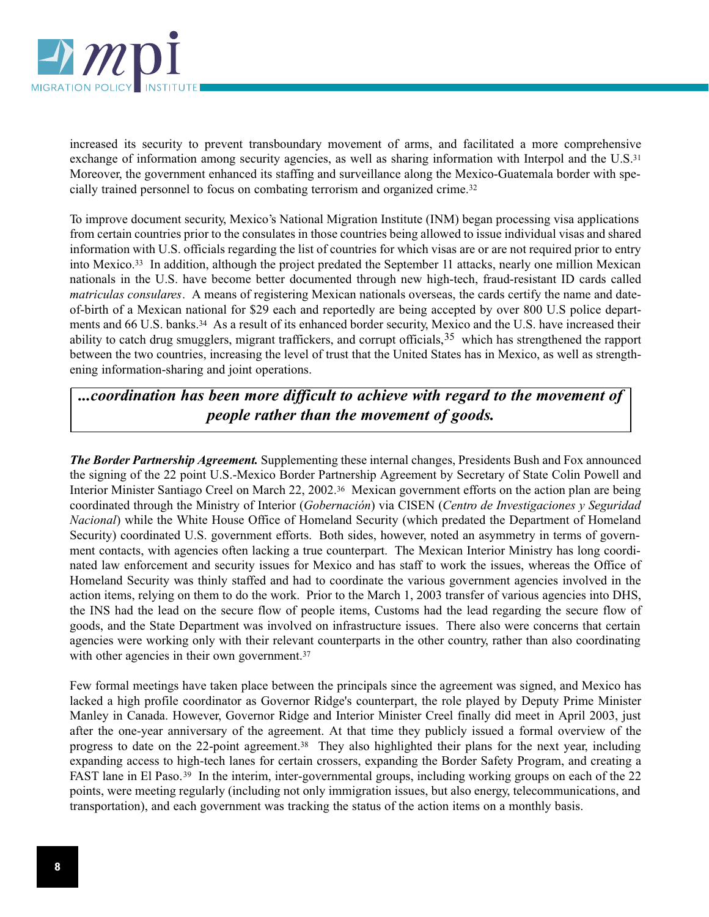increased its security to prevent transboundary movement of arms, and facilitated a more comprehensive exchange of information among security agencies, as well as sharing information with Interpol and the U.S.[31] Moreover, the government enhanced its staffing and surveillance along the Mexico-Guatemala border with specially trained personnel to focus on combating terrorism and organized crime.[32]

To improve document security, Mexico's National Migration Institute (INM) began processing visa applications from certain countries prior to the consulates in those countries being allowed to issue individual visas and shared information with U.S. officials regarding the list of countries for which visas are or are not required prior to entry into Mexico.[33] In addition, although the project predated the September 11 attacks, nearly one million Mexican nationals in the U.S. have become better documented through new high-tech, fraud-resistant ID cards called *matriculas consulares*. A means of registering Mexican nationals overseas, the cards certify the name and date-of-birth of a Mexican national for $29 each and reportedly are being accepted by over 800 U.S police departments and 66 U.S. banks.[34] As a result of its enhanced border security, Mexico and the U.S. have increased their ability to catch drug smugglers, migrant traffickers, and corrupt officials,[35] which has strengthened the rapport between the two countries, increasing the level of trust that the United States has in Mexico, as well as strengthening information-sharing and joint operations.

> ***...coordination has been more difficult to achieve with regard to the movement of people rather than the movement of goods.***

***The Border Partnership Agreement.*** Supplementing these internal changes, Presidents Bush and Fox announced the signing of the 22 point U.S.-Mexico Border Partnership Agreement by Secretary of State Colin Powell and Interior Minister Santiago Creel on March 22, 2002.[36] Mexican government efforts on the action plan are being coordinated through the Ministry of Interior (*Gobernación*) via CISEN (*Centro de Investigaciones y Seguridad Nacional*) while the White House Office of Homeland Security (which predated the Department of Homeland Security) coordinated U.S. government efforts. Both sides, however, noted an asymmetry in terms of government contacts, with agencies often lacking a true counterpart. The Mexican Interior Ministry has long coordinated law enforcement and security issues for Mexico and has staff to work the issues, whereas the Office of Homeland Security was thinly staffed and had to coordinate the various government agencies involved in the action items, relying on them to do the work. Prior to the March 1, 2003 transfer of various agencies into DHS, the INS had the lead on the secure flow of people items, Customs had the lead regarding the secure flow of goods, and the State Department was involved on infrastructure issues. There also were concerns that certain agencies were working only with their relevant counterparts in the other country, rather than also coordinating with other agencies in their own government.[37]

Few formal meetings have taken place between the principals since the agreement was signed, and Mexico has lacked a high profile coordinator as Governor Ridge's counterpart, the role played by Deputy Prime Minister Manley in Canada. However, Governor Ridge and Interior Minister Creel finally did meet in April 2003, just after the one-year anniversary of the agreement. At that time they publicly issued a formal overview of the progress to date on the 22-point agreement.[38] They also highlighted their plans for the next year, including expanding access to high-tech lanes for certain crossers, expanding the Border Safety Program, and creating a FAST lane in El Paso.[39] In the interim, inter-governmental groups, including working groups on each of the 22 points, were meeting regularly (including not only immigration issues, but also energy, telecommunications, and transportation), and each government was tracking the status of the action items on a monthly basis.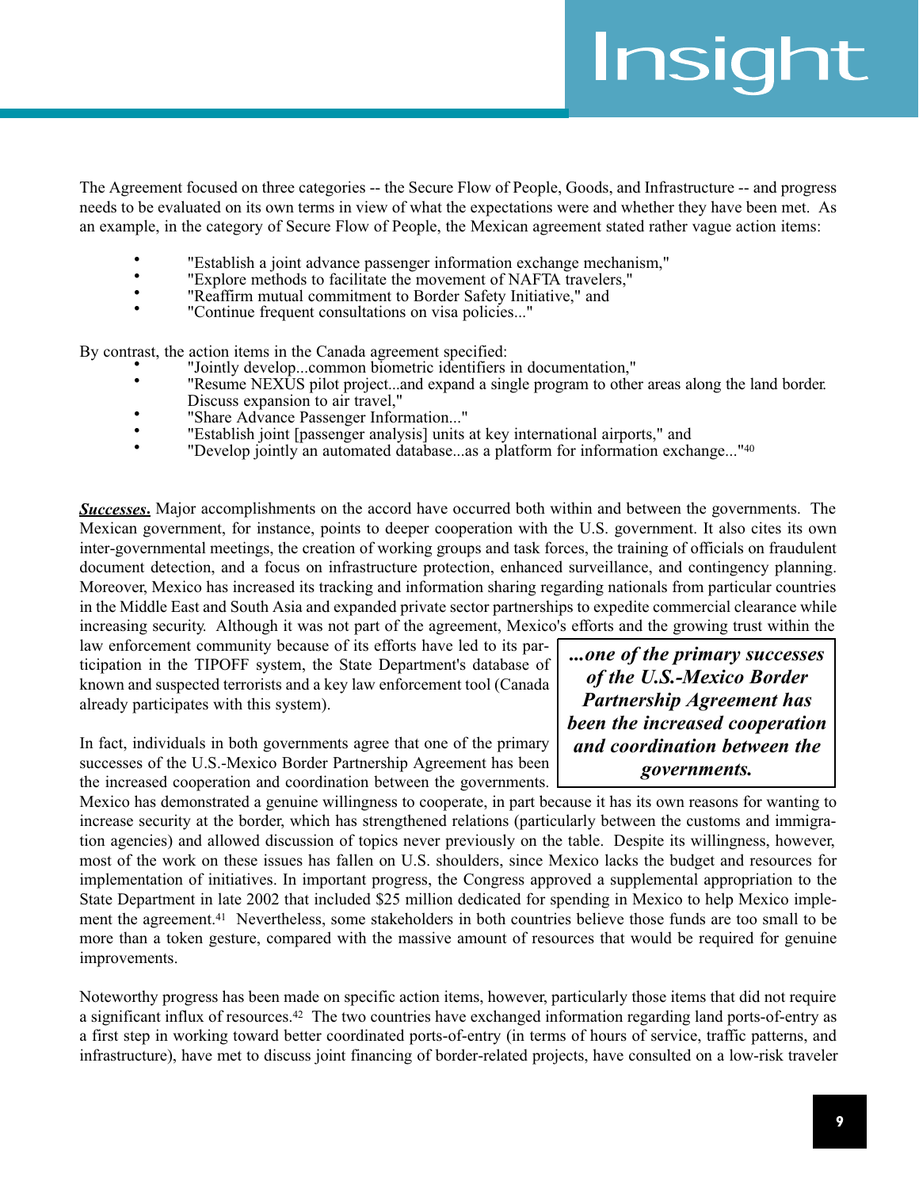The Agreement focused on three categories -- the Secure Flow of People, Goods, and Infrastructure -- and progress needs to be evaluated on its own terms in view of what the expectations were and whether they have been met. As an example, in the category of Secure Flow of People, the Mexican agreement stated rather vague action items:

- "Establish a joint advance passenger information exchange mechanism,"
- "Explore methods to facilitate the movement of NAFTA travelers,"
- "Reaffirm mutual commitment to Border Safety Initiative," and
- "Continue frequent consultations on visa policies..."

By contrast, the action items in the Canada agreement specified:

- "Jointly develop...common biometric identifiers in documentation,"
- "Resume NEXUS pilot project...and expand a single program to other areas along the land border. Discuss expansion to air travel,"
- "Share Advance Passenger Information..."
- "Establish joint [passenger analysis] units at key international airports," and
- "Develop jointly an automated database...as a platform for information exchange..."[40]

***Successes.*** Major accomplishments on the accord have occurred both within and between the governments. The Mexican government, for instance, points to deeper cooperation with the U.S. government. It also cites its own inter-governmental meetings, the creation of working groups and task forces, the training of officials on fraudulent document detection, and a focus on infrastructure protection, enhanced surveillance, and contingency planning. Moreover, Mexico has increased its tracking and information sharing regarding nationals from particular countries in the Middle East and South Asia and expanded private sector partnerships to expedite commercial clearance while increasing security. Although it was not part of the agreement, Mexico's efforts and the growing trust within the law enforcement community because of its efforts have led to its participation in the TIPOFF system, the State Department's database of known and suspected terrorists and a key law enforcement tool (Canada already participates with this system).

> ***...one of the primary successes of the U.S.-Mexico Border Partnership Agreement has been the increased cooperation and coordination between the governments.***

In fact, individuals in both governments agree that one of the primary successes of the U.S.-Mexico Border Partnership Agreement has been the increased cooperation and coordination between the governments. Mexico has demonstrated a genuine willingness to cooperate, in part because it has its own reasons for wanting to increase security at the border, which has strengthened relations (particularly between the customs and immigration agencies) and allowed discussion of topics never previously on the table. Despite its willingness, however, most of the work on these issues has fallen on U.S. shoulders, since Mexico lacks the budget and resources for implementation of initiatives. In important progress, the Congress approved a supplemental appropriation to the State Department in late 2002 that included $25 million dedicated for spending in Mexico to help Mexico implement the agreement.[41] Nevertheless, some stakeholders in both countries believe those funds are too small to be more than a token gesture, compared with the massive amount of resources that would be required for genuine improvements.

Noteworthy progress has been made on specific action items, however, particularly those items that did not require a significant influx of resources.[42] The two countries have exchanged information regarding land ports-of-entry as a first step in working toward better coordinated ports-of-entry (in terms of hours of service, traffic patterns, and infrastructure), have met to discuss joint financing of border-related projects, have consulted on a low-risk traveler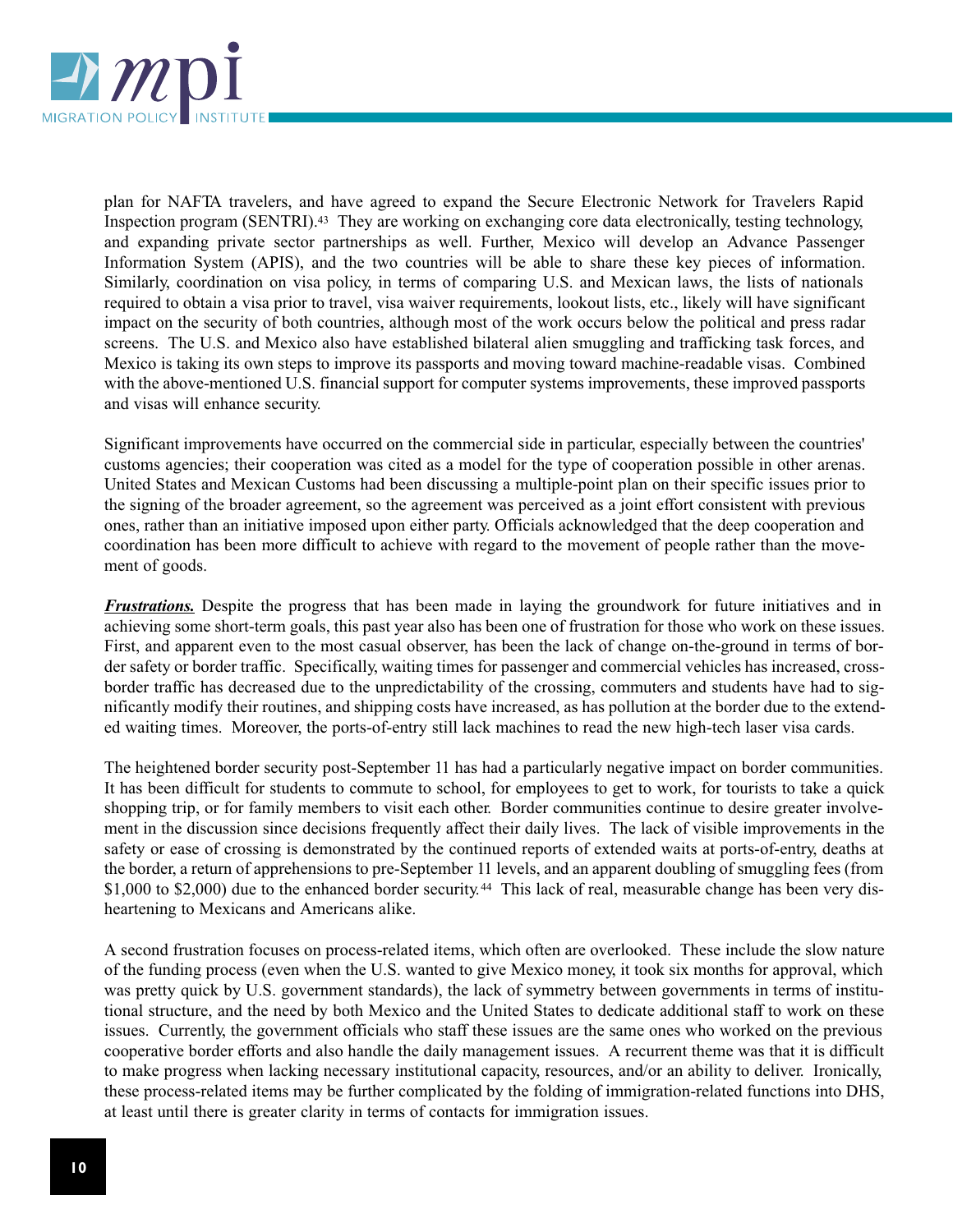plan for NAFTA travelers, and have agreed to expand the Secure Electronic Network for Travelers Rapid Inspection program (SENTRI).[43] They are working on exchanging core data electronically, testing technology, and expanding private sector partnerships as well. Further, Mexico will develop an Advance Passenger Information System (APIS), and the two countries will be able to share these key pieces of information. Similarly, coordination on visa policy, in terms of comparing U.S. and Mexican laws, the lists of nationals required to obtain a visa prior to travel, visa waiver requirements, lookout lists, etc., likely will have significant impact on the security of both countries, although most of the work occurs below the political and press radar screens. The U.S. and Mexico also have established bilateral alien smuggling and trafficking task forces, and Mexico is taking its own steps to improve its passports and moving toward machine-readable visas. Combined with the above-mentioned U.S. financial support for computer systems improvements, these improved passports and visas will enhance security.

Significant improvements have occurred on the commercial side in particular, especially between the countries' customs agencies; their cooperation was cited as a model for the type of cooperation possible in other arenas. United States and Mexican Customs had been discussing a multiple-point plan on their specific issues prior to the signing of the broader agreement, so the agreement was perceived as a joint effort consistent with previous ones, rather than an initiative imposed upon either party. Officials acknowledged that the deep cooperation and coordination has been more difficult to achieve with regard to the movement of people rather than the movement of goods.

***Frustrations.*** Despite the progress that has been made in laying the groundwork for future initiatives and in achieving some short-term goals, this past year also has been one of frustration for those who work on these issues. First, and apparent even to the most casual observer, has been the lack of change on-the-ground in terms of border safety or border traffic. Specifically, waiting times for passenger and commercial vehicles has increased, cross-border traffic has decreased due to the unpredictability of the crossing, commuters and students have had to significantly modify their routines, and shipping costs have increased, as has pollution at the border due to the extended waiting times. Moreover, the ports-of-entry still lack machines to read the new high-tech laser visa cards.

The heightened border security post-September 11 has had a particularly negative impact on border communities. It has been difficult for students to commute to school, for employees to get to work, for tourists to take a quick shopping trip, or for family members to visit each other. Border communities continue to desire greater involvement in the discussion since decisions frequently affect their daily lives. The lack of visible improvements in the safety or ease of crossing is demonstrated by the continued reports of extended waits at ports-of-entry, deaths at the border, a return of apprehensions to pre-September 11 levels, and an apparent doubling of smuggling fees (from $1,000 to $2,000) due to the enhanced border security.[44] This lack of real, measurable change has been very disheartening to Mexicans and Americans alike.

A second frustration focuses on process-related items, which often are overlooked. These include the slow nature of the funding process (even when the U.S. wanted to give Mexico money, it took six months for approval, which was pretty quick by U.S. government standards), the lack of symmetry between governments in terms of institutional structure, and the need by both Mexico and the United States to dedicate additional staff to work on these issues. Currently, the government officials who staff these issues are the same ones who worked on the previous cooperative border efforts and also handle the daily management issues. A recurrent theme was that it is difficult to make progress when lacking necessary institutional capacity, resources, and/or an ability to deliver. Ironically, these process-related items may be further complicated by the folding of immigration-related functions into DHS, at least until there is greater clarity in terms of contacts for immigration issues.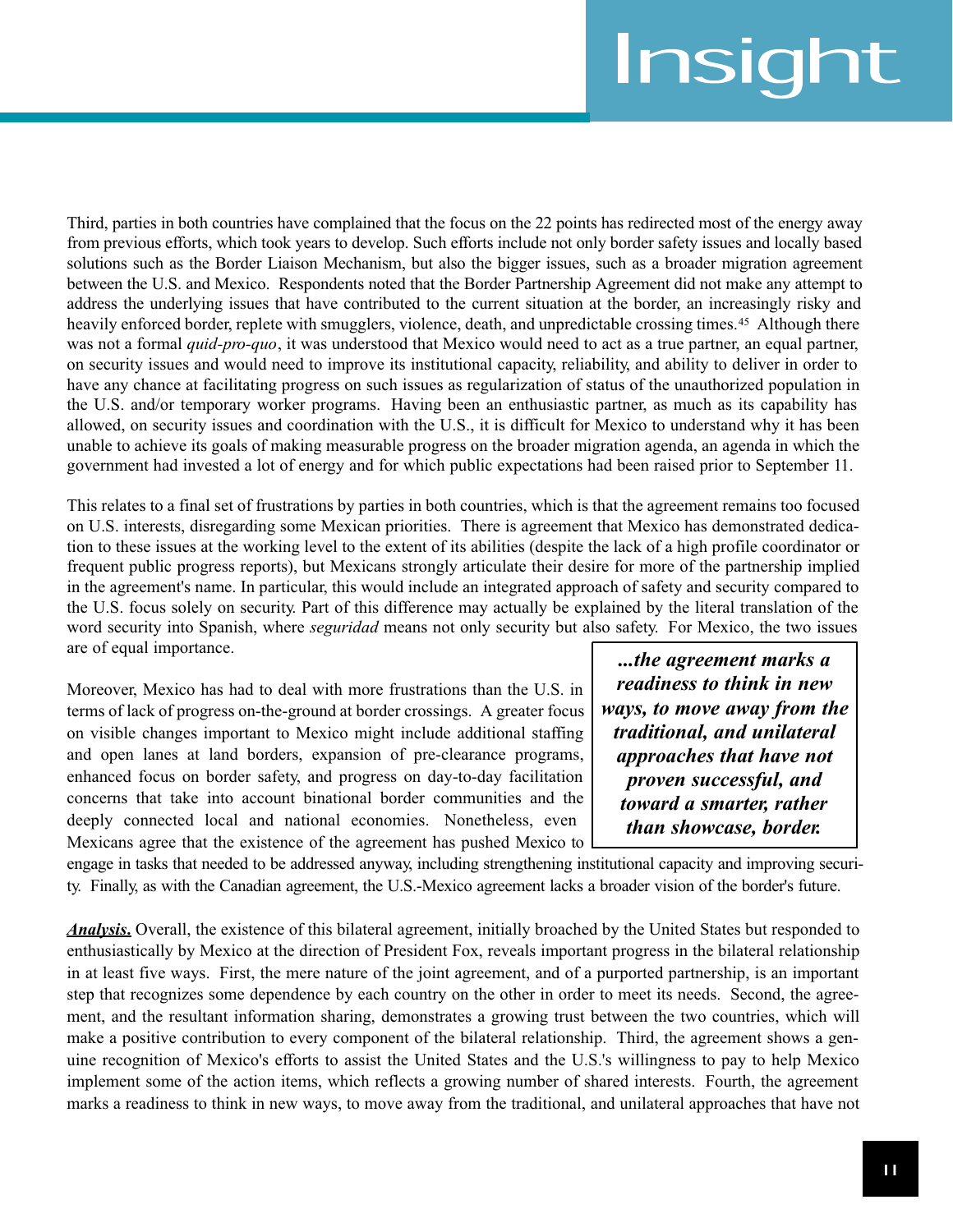Third, parties in both countries have complained that the focus on the 22 points has redirected most of the energy away from previous efforts, which took years to develop. Such efforts include not only border safety issues and locally based solutions such as the Border Liaison Mechanism, but also the bigger issues, such as a broader migration agreement between the U.S. and Mexico. Respondents noted that the Border Partnership Agreement did not make any attempt to address the underlying issues that have contributed to the current situation at the border, an increasingly risky and heavily enforced border, replete with smugglers, violence, death, and unpredictable crossing times.[45] Although there was not a formal *quid-pro-quo*, it was understood that Mexico would need to act as a true partner, an equal partner, on security issues and would need to improve its institutional capacity, reliability, and ability to deliver in order to have any chance at facilitating progress on such issues as regularization of status of the unauthorized population in the U.S. and/or temporary worker programs. Having been an enthusiastic partner, as much as its capability has allowed, on security issues and coordination with the U.S., it is difficult for Mexico to understand why it has been unable to achieve its goals of making measurable progress on the broader migration agenda, an agenda in which the government had invested a lot of energy and for which public expectations had been raised prior to September 11.

This relates to a final set of frustrations by parties in both countries, which is that the agreement remains too focused on U.S. interests, disregarding some Mexican priorities. There is agreement that Mexico has demonstrated dedication to these issues at the working level to the extent of its abilities (despite the lack of a high profile coordinator or frequent public progress reports), but Mexicans strongly articulate their desire for more of the partnership implied in the agreement's name. In particular, this would include an integrated approach of safety and security compared to the U.S. focus solely on security. Part of this difference may actually be explained by the literal translation of the word security into Spanish, where *seguridad* means not only security but also safety. For Mexico, the two issues are of equal importance.

Moreover, Mexico has had to deal with more frustrations than the U.S. in terms of lack of progress on-the-ground at border crossings. A greater focus on visible changes important to Mexico might include additional staffing and open lanes at land borders, expansion of pre-clearance programs, enhanced focus on border safety, and progress on day-to-day facilitation concerns that take into account binational border communities and the deeply connected local and national economies. Nonetheless, even Mexicans agree that the existence of the agreement has pushed Mexico to engage in tasks that needed to be addressed anyway, including strengthening institutional capacity and improving security. Finally, as with the Canadian agreement, the U.S.-Mexico agreement lacks a broader vision of the border's future.

> ***...the agreement marks a readiness to think in new ways, to move away from the traditional, and unilateral approaches that have not proven successful, and toward a smarter, rather than showcase, border.***

***Analysis.*** Overall, the existence of this bilateral agreement, initially broached by the United States but responded to enthusiastically by Mexico at the direction of President Fox, reveals important progress in the bilateral relationship in at least five ways. First, the mere nature of the joint agreement, and of a purported partnership, is an important step that recognizes some dependence by each country on the other in order to meet its needs. Second, the agreement, and the resultant information sharing, demonstrates a growing trust between the two countries, which will make a positive contribution to every component of the bilateral relationship. Third, the agreement shows a genuine recognition of Mexico's efforts to assist the United States and the U.S.'s willingness to pay to help Mexico implement some of the action items, which reflects a growing number of shared interests. Fourth, the agreement marks a readiness to think in new ways, to move away from the traditional, and unilateral approaches that have not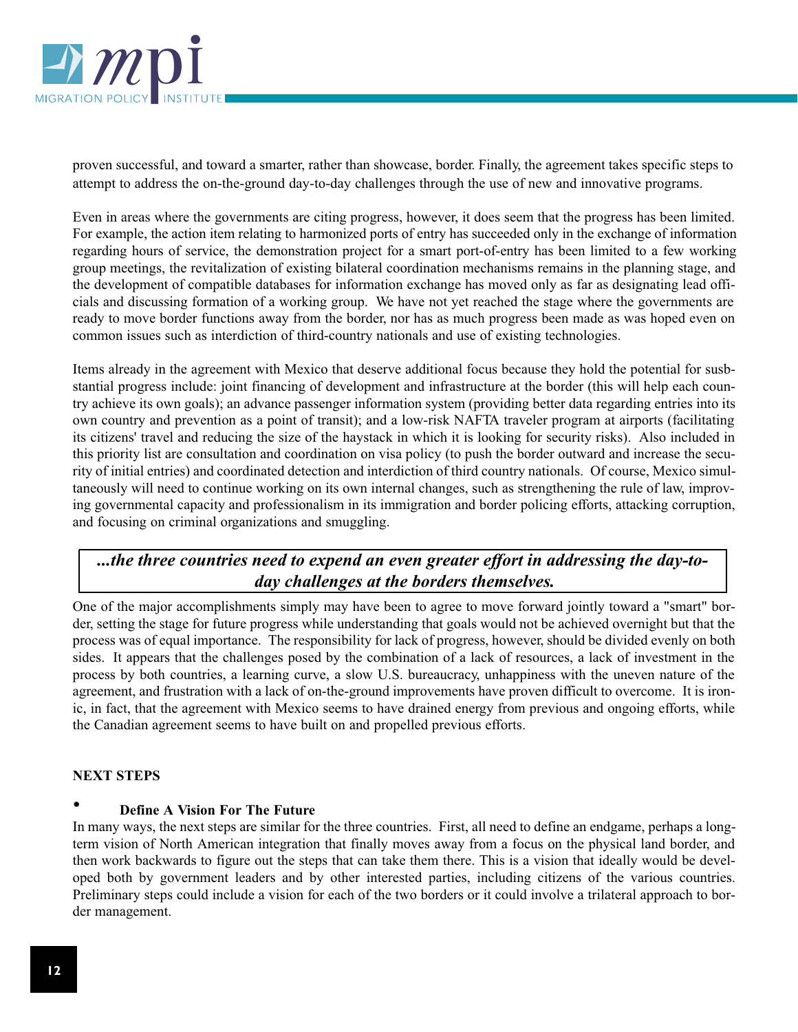proven successful, and toward a smarter, rather than showcase, border. Finally, the agreement takes specific steps to attempt to address the on-the-ground day-to-day challenges through the use of new and innovative programs.

Even in areas where the governments are citing progress, however, it does seem that the progress has been limited. For example, the action item relating to harmonized ports of entry has succeeded only in the exchange of information regarding hours of service, the demonstration project for a smart port-of-entry has been limited to a few working group meetings, the revitalization of existing bilateral coordination mechanisms remains in the planning stage, and the development of compatible databases for information exchange has moved only as far as designating lead officials and discussing formation of a working group. We have not yet reached the stage where the governments are ready to move border functions away from the border, nor has as much progress been made as was hoped even on common issues such as interdiction of third-country nationals and use of existing technologies.

Items already in the agreement with Mexico that deserve additional focus because they hold the potential for susbstantial progress include: joint financing of development and infrastructure at the border (this will help each country achieve its own goals); an advance passenger information system (providing better data regarding entries into its own country and prevention as a point of transit); and a low-risk NAFTA traveler program at airports (facilitating its citizens' travel and reducing the size of the haystack in which it is looking for security risks). Also included in this priority list are consultation and coordination on visa policy (to push the border outward and increase the security of initial entries) and coordinated detection and interdiction of third country nationals. Of course, Mexico simultaneously will need to continue working on its own internal changes, such as strengthening the rule of law, improving governmental capacity and professionalism in its immigration and border policing efforts, attacking corruption, and focusing on criminal organizations and smuggling.

> ***...the three countries need to expend an even greater effort in addressing the day-to-day challenges at the borders themselves.***

One of the major accomplishments simply may have been to agree to move forward jointly toward a "smart" border, setting the stage for future progress while understanding that goals would not be achieved overnight but that the process was of equal importance. The responsibility for lack of progress, however, should be divided evenly on both sides. It appears that the challenges posed by the combination of a lack of resources, a lack of investment in the process by both countries, a learning curve, a slow U.S. bureaucracy, unhappiness with the uneven nature of the agreement, and frustration with a lack of on-the-ground improvements have proven difficult to overcome. It is ironic, in fact, that the agreement with Mexico seems to have drained energy from previous and ongoing efforts, while the Canadian agreement seems to have built on and propelled previous efforts.

## NEXT STEPS

- **Define A Vision For The Future**

In many ways, the next steps are similar for the three countries. First, all need to define an endgame, perhaps a long-term vision of North American integration that finally moves away from a focus on the physical land border, and then work backwards to figure out the steps that can take them there. This is a vision that ideally would be developed both by government leaders and by other interested parties, including citizens of the various countries. Preliminary steps could include a vision for each of the two borders or it could involve a trilateral approach to border management.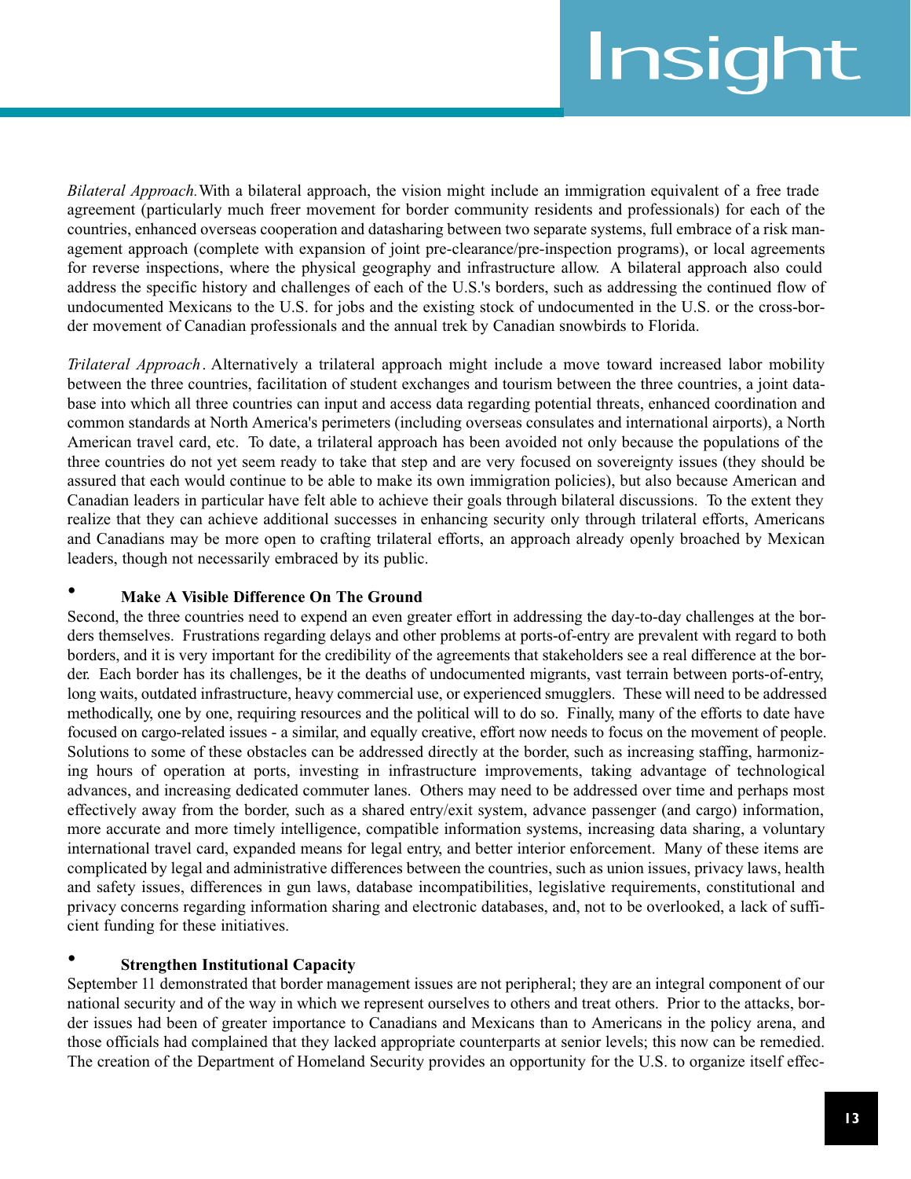*Bilateral Approach.* With a bilateral approach, the vision might include an immigration equivalent of a free trade agreement (particularly much freer movement for border community residents and professionals) for each of the countries, enhanced overseas cooperation and datasharing between two separate systems, full embrace of a risk management approach (complete with expansion of joint pre-clearance/pre-inspection programs), or local agreements for reverse inspections, where the physical geography and infrastructure allow. A bilateral approach also could address the specific history and challenges of each of the U.S.'s borders, such as addressing the continued flow of undocumented Mexicans to the U.S. for jobs and the existing stock of undocumented in the U.S. or the cross-border movement of Canadian professionals and the annual trek by Canadian snowbirds to Florida.

*Trilateral Approach*. Alternatively a trilateral approach might include a move toward increased labor mobility between the three countries, facilitation of student exchanges and tourism between the three countries, a joint database into which all three countries can input and access data regarding potential threats, enhanced coordination and common standards at North America's perimeters (including overseas consulates and international airports), a North American travel card, etc. To date, a trilateral approach has been avoided not only because the populations of the three countries do not yet seem ready to take that step and are very focused on sovereignty issues (they should be assured that each would continue to be able to make its own immigration policies), but also because American and Canadian leaders in particular have felt able to achieve their goals through bilateral discussions. To the extent they realize that they can achieve additional successes in enhancing security only through trilateral efforts, Americans and Canadians may be more open to crafting trilateral efforts, an approach already openly broached by Mexican leaders, though not necessarily embraced by its public.

- **Make A Visible Difference On The Ground**

Second, the three countries need to expend an even greater effort in addressing the day-to-day challenges at the borders themselves. Frustrations regarding delays and other problems at ports-of-entry are prevalent with regard to both borders, and it is very important for the credibility of the agreements that stakeholders see a real difference at the border. Each border has its challenges, be it the deaths of undocumented migrants, vast terrain between ports-of-entry, long waits, outdated infrastructure, heavy commercial use, or experienced smugglers. These will need to be addressed methodically, one by one, requiring resources and the political will to do so. Finally, many of the efforts to date have focused on cargo-related issues - a similar, and equally creative, effort now needs to focus on the movement of people. Solutions to some of these obstacles can be addressed directly at the border, such as increasing staffing, harmonizing hours of operation at ports, investing in infrastructure improvements, taking advantage of technological advances, and increasing dedicated commuter lanes. Others may need to be addressed over time and perhaps most effectively away from the border, such as a shared entry/exit system, advance passenger (and cargo) information, more accurate and more timely intelligence, compatible information systems, increasing data sharing, a voluntary international travel card, expanded means for legal entry, and better interior enforcement. Many of these items are complicated by legal and administrative differences between the countries, such as union issues, privacy laws, health and safety issues, differences in gun laws, database incompatibilities, legislative requirements, constitutional and privacy concerns regarding information sharing and electronic databases, and, not to be overlooked, a lack of sufficient funding for these initiatives.

- **Strengthen Institutional Capacity**

September 11 demonstrated that border management issues are not peripheral; they are an integral component of our national security and of the way in which we represent ourselves to others and treat others. Prior to the attacks, border issues had been of greater importance to Canadians and Mexicans than to Americans in the policy arena, and those officials had complained that they lacked appropriate counterparts at senior levels; this now can be remedied. The creation of the Department of Homeland Security provides an opportunity for the U.S. to organize itself effec-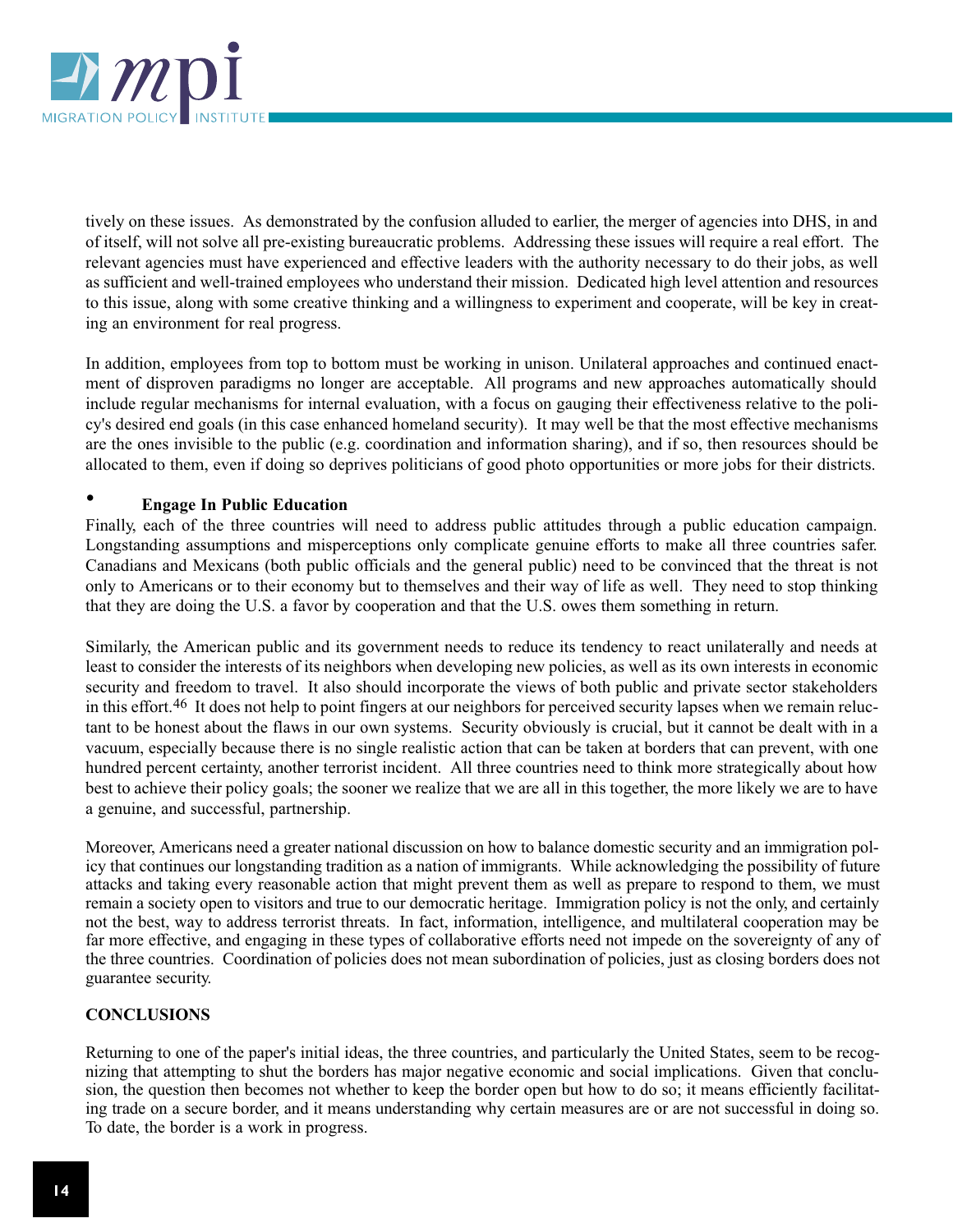tively on these issues. As demonstrated by the confusion alluded to earlier, the merger of agencies into DHS, in and of itself, will not solve all pre-existing bureaucratic problems. Addressing these issues will require a real effort. The relevant agencies must have experienced and effective leaders with the authority necessary to do their jobs, as well as sufficient and well-trained employees who understand their mission. Dedicated high level attention and resources to this issue, along with some creative thinking and a willingness to experiment and cooperate, will be key in creating an environment for real progress.

In addition, employees from top to bottom must be working in unison. Unilateral approaches and continued enactment of disproven paradigms no longer are acceptable. All programs and new approaches automatically should include regular mechanisms for internal evaluation, with a focus on gauging their effectiveness relative to the policy's desired end goals (in this case enhanced homeland security). It may well be that the most effective mechanisms are the ones invisible to the public (e.g. coordination and information sharing), and if so, then resources should be allocated to them, even if doing so deprives politicians of good photo opportunities or more jobs for their districts.

- **Engage In Public Education**

Finally, each of the three countries will need to address public attitudes through a public education campaign. Longstanding assumptions and misperceptions only complicate genuine efforts to make all three countries safer. Canadians and Mexicans (both public officials and the general public) need to be convinced that the threat is not only to Americans or to their economy but to themselves and their way of life as well. They need to stop thinking that they are doing the U.S. a favor by cooperation and that the U.S. owes them something in return.

Similarly, the American public and its government needs to reduce its tendency to react unilaterally and needs at least to consider the interests of its neighbors when developing new policies, as well as its own interests in economic security and freedom to travel. It also should incorporate the views of both public and private sector stakeholders in this effort.[46] It does not help to point fingers at our neighbors for perceived security lapses when we remain reluctant to be honest about the flaws in our own systems. Security obviously is crucial, but it cannot be dealt with in a vacuum, especially because there is no single realistic action that can be taken at borders that can prevent, with one hundred percent certainty, another terrorist incident. All three countries need to think more strategically about how best to achieve their policy goals; the sooner we realize that we are all in this together, the more likely we are to have a genuine, and successful, partnership.

Moreover, Americans need a greater national discussion on how to balance domestic security and an immigration policy that continues our longstanding tradition as a nation of immigrants. While acknowledging the possibility of future attacks and taking every reasonable action that might prevent them as well as prepare to respond to them, we must remain a society open to visitors and true to our democratic heritage. Immigration policy is not the only, and certainly not the best, way to address terrorist threats. In fact, information, intelligence, and multilateral cooperation may be far more effective, and engaging in these types of collaborative efforts need not impede on the sovereignty of any of the three countries. Coordination of policies does not mean subordination of policies, just as closing borders does not guarantee security.

## CONCLUSIONS

Returning to one of the paper's initial ideas, the three countries, and particularly the United States, seem to be recognizing that attempting to shut the borders has major negative economic and social implications. Given that conclusion, the question then becomes not whether to keep the border open but how to do so; it means efficiently facilitating trade on a secure border, and it means understanding why certain measures are or are not successful in doing so. To date, the border is a work in progress.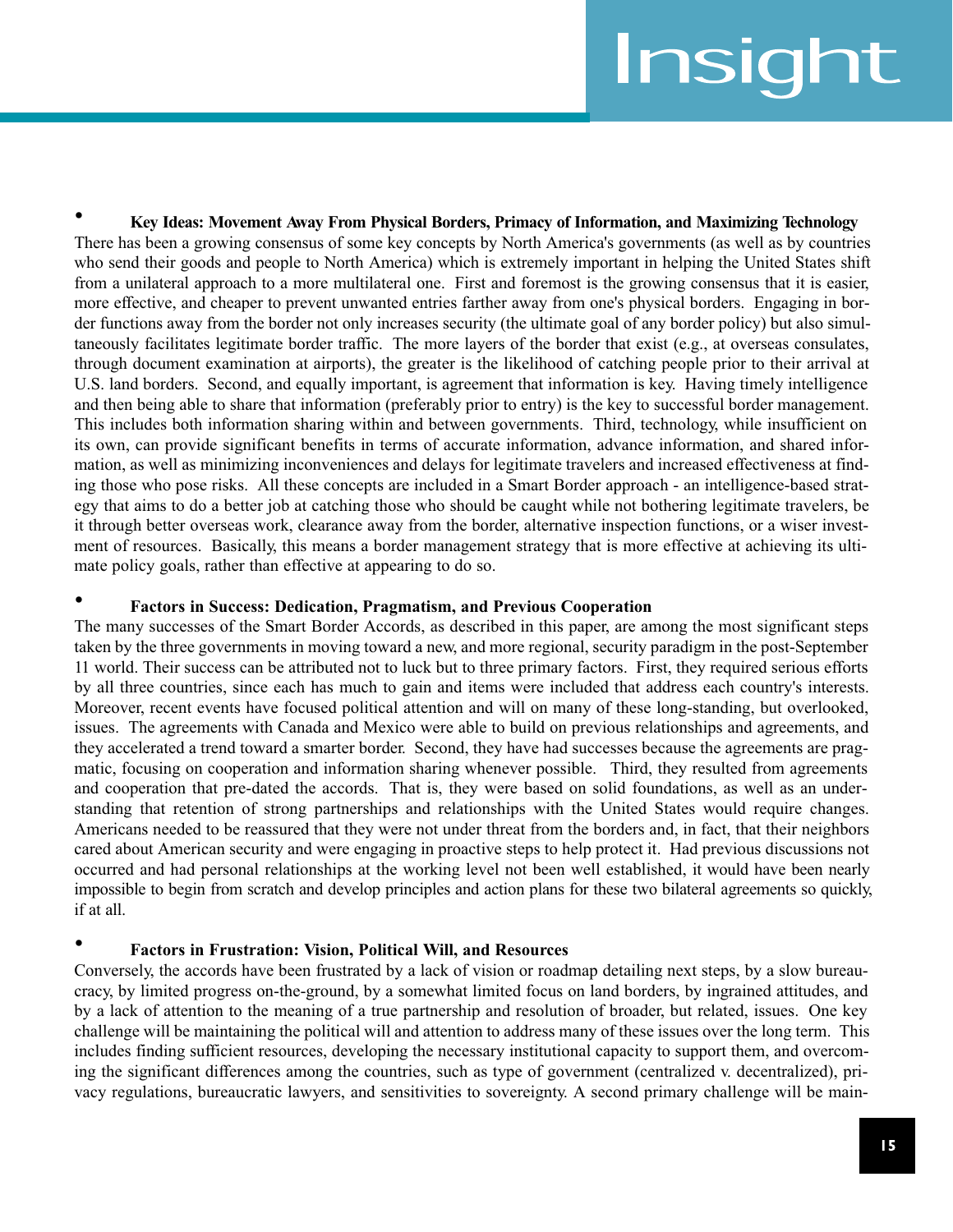- **Key Ideas: Movement Away From Physical Borders, Primacy of Information, and Maximizing Technology**

There has been a growing consensus of some key concepts by North America's governments (as well as by countries who send their goods and people to North America) which is extremely important in helping the United States shift from a unilateral approach to a more multilateral one. First and foremost is the growing consensus that it is easier, more effective, and cheaper to prevent unwanted entries farther away from one's physical borders. Engaging in border functions away from the border not only increases security (the ultimate goal of any border policy) but also simultaneously facilitates legitimate border traffic. The more layers of the border that exist (e.g., at overseas consulates, through document examination at airports), the greater is the likelihood of catching people prior to their arrival at U.S. land borders. Second, and equally important, is agreement that information is key. Having timely intelligence and then being able to share that information (preferably prior to entry) is the key to successful border management. This includes both information sharing within and between governments. Third, technology, while insufficient on its own, can provide significant benefits in terms of accurate information, advance information, and shared information, as well as minimizing inconveniences and delays for legitimate travelers and increased effectiveness at finding those who pose risks. All these concepts are included in a Smart Border approach - an intelligence-based strategy that aims to do a better job at catching those who should be caught while not bothering legitimate travelers, be it through better overseas work, clearance away from the border, alternative inspection functions, or a wiser investment of resources. Basically, this means a border management strategy that is more effective at achieving its ultimate policy goals, rather than effective at appearing to do so.

- **Factors in Success: Dedication, Pragmatism, and Previous Cooperation**

The many successes of the Smart Border Accords, as described in this paper, are among the most significant steps taken by the three governments in moving toward a new, and more regional, security paradigm in the post-September 11 world. Their success can be attributed not to luck but to three primary factors. First, they required serious efforts by all three countries, since each has much to gain and items were included that address each country's interests. Moreover, recent events have focused political attention and will on many of these long-standing, but overlooked, issues. The agreements with Canada and Mexico were able to build on previous relationships and agreements, and they accelerated a trend toward a smarter border. Second, they have had successes because the agreements are pragmatic, focusing on cooperation and information sharing whenever possible. Third, they resulted from agreements and cooperation that pre-dated the accords. That is, they were based on solid foundations, as well as an understanding that retention of strong partnerships and relationships with the United States would require changes. Americans needed to be reassured that they were not under threat from the borders and, in fact, that their neighbors cared about American security and were engaging in proactive steps to help protect it. Had previous discussions not occurred and had personal relationships at the working level not been well established, it would have been nearly impossible to begin from scratch and develop principles and action plans for these two bilateral agreements so quickly, if at all.

- **Factors in Frustration: Vision, Political Will, and Resources**

Conversely, the accords have been frustrated by a lack of vision or roadmap detailing next steps, by a slow bureaucracy, by limited progress on-the-ground, by a somewhat limited focus on land borders, by ingrained attitudes, and by a lack of attention to the meaning of a true partnership and resolution of broader, but related, issues. One key challenge will be maintaining the political will and attention to address many of these issues over the long term. This includes finding sufficient resources, developing the necessary institutional capacity to support them, and overcoming the significant differences among the countries, such as type of government (centralized v. decentralized), privacy regulations, bureaucratic lawyers, and sensitivities to sovereignty. A second primary challenge will be main-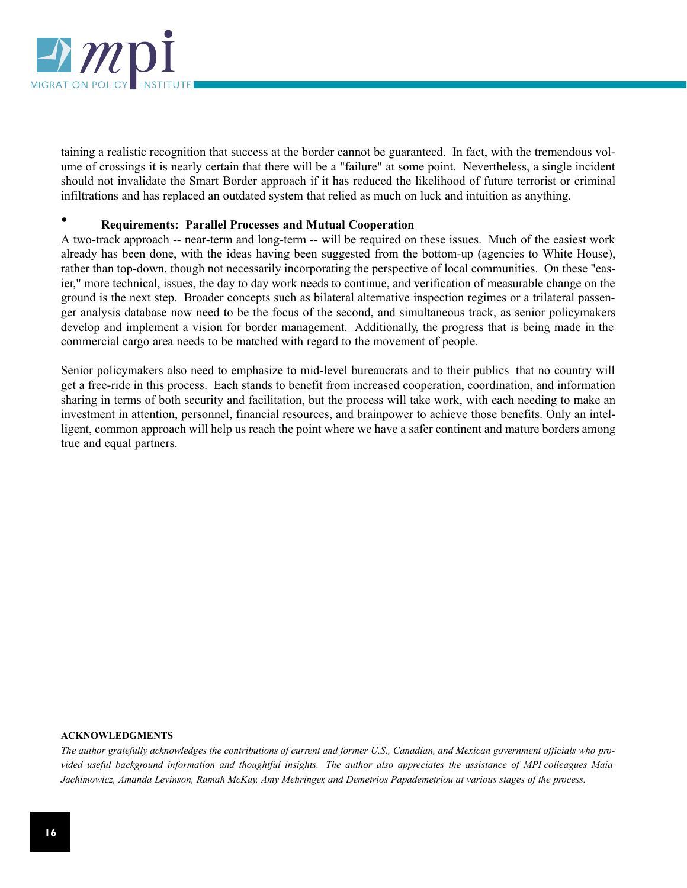taining a realistic recognition that success at the border cannot be guaranteed. In fact, with the tremendous volume of crossings it is nearly certain that there will be a "failure" at some point. Nevertheless, a single incident should not invalidate the Smart Border approach if it has reduced the likelihood of future terrorist or criminal infiltrations and has replaced an outdated system that relied as much on luck and intuition as anything.

- **Requirements: Parallel Processes and Mutual Cooperation**

A two-track approach -- near-term and long-term -- will be required on these issues. Much of the easiest work already has been done, with the ideas having been suggested from the bottom-up (agencies to White House), rather than top-down, though not necessarily incorporating the perspective of local communities. On these "easier," more technical, issues, the day to day work needs to continue, and verification of measurable change on the ground is the next step. Broader concepts such as bilateral alternative inspection regimes or a trilateral passenger analysis database now need to be the focus of the second, and simultaneous track, as senior policymakers develop and implement a vision for border management. Additionally, the progress that is being made in the commercial cargo area needs to be matched with regard to the movement of people.

Senior policymakers also need to emphasize to mid-level bureaucrats and to their publics that no country will get a free-ride in this process. Each stands to benefit from increased cooperation, coordination, and information sharing in terms of both security and facilitation, but the process will take work, with each needing to make an investment in attention, personnel, financial resources, and brainpower to achieve those benefits. Only an intelligent, common approach will help us reach the point where we have a safer continent and mature borders among true and equal partners.

**ACKNOWLEDGMENTS**

*The author gratefully acknowledges the contributions of current and former U.S., Canadian, and Mexican government officials who provided useful background information and thoughtful insights. The author also appreciates the assistance of MPI colleagues Maia Jachimowicz, Amanda Levinson, Ramah McKay, Amy Mehringer, and Demetrios Papademetriou at various stages of the process.*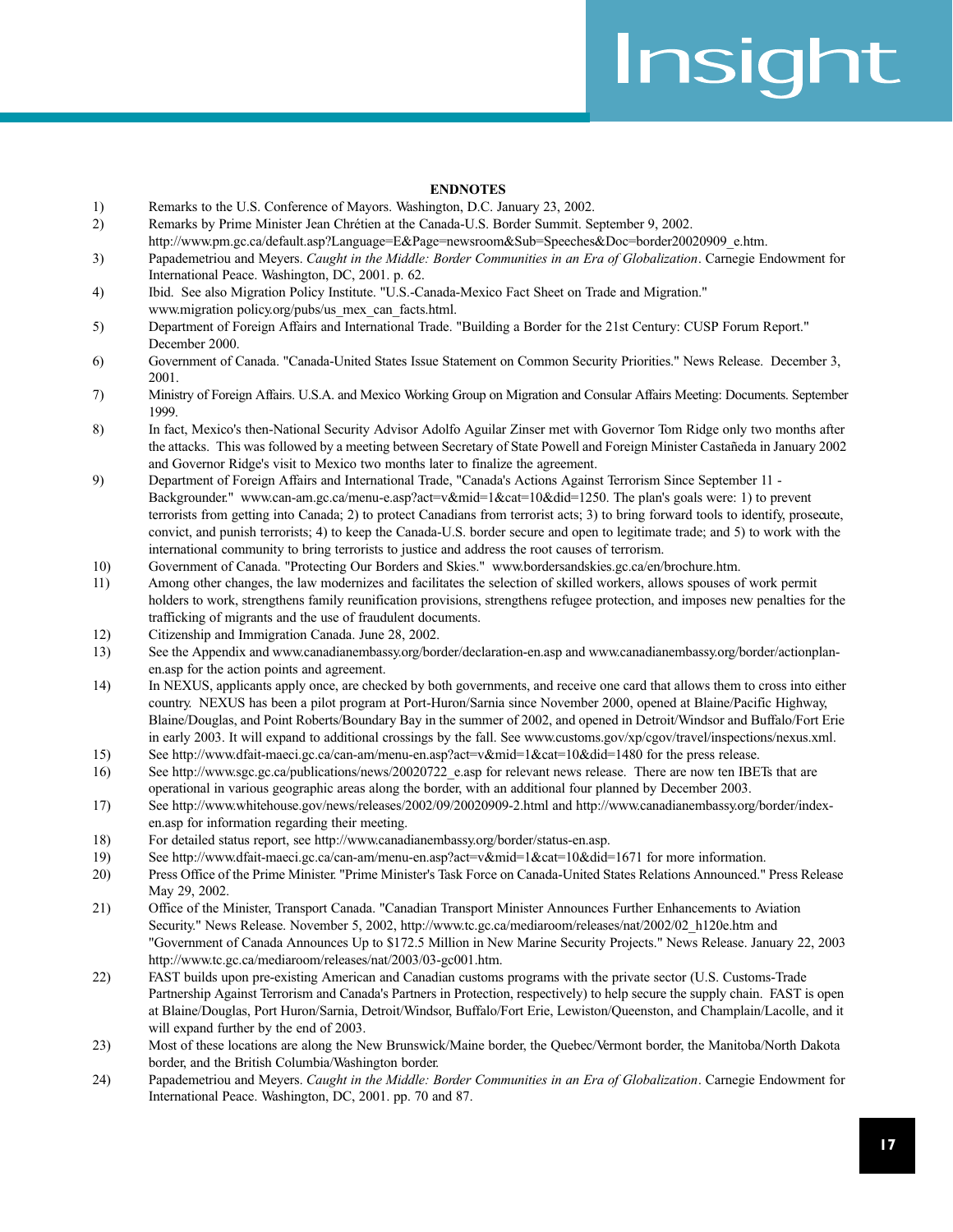## ENDNOTES

1) Remarks to the U.S. Conference of Mayors. Washington, D.C. January 23, 2002.
2) Remarks by Prime Minister Jean Chrétien at the Canada-U.S. Border Summit. September 9, 2002. http://www.pm.gc.ca/default.asp?Language=E&Page=newsroom&Sub=Speeches&Doc=border20020909_e.htm.
3) Papademetriou and Meyers. *Caught in the Middle: Border Communities in an Era of Globalization*. Carnegie Endowment for International Peace. Washington, DC, 2001. p. 62.
4) Ibid. See also Migration Policy Institute. "U.S.-Canada-Mexico Fact Sheet on Trade and Migration." www.migration policy.org/pubs/us_mex_can_facts.html.
5) Department of Foreign Affairs and International Trade. "Building a Border for the 21st Century: CUSP Forum Report." December 2000.
6) Government of Canada. "Canada-United States Issue Statement on Common Security Priorities." News Release. December 3, 2001.
7) Ministry of Foreign Affairs. U.S.A. and Mexico Working Group on Migration and Consular Affairs Meeting: Documents. September 1999.
8) In fact, Mexico's then-National Security Advisor Adolfo Aguilar Zinser met with Governor Tom Ridge only two months after the attacks. This was followed by a meeting between Secretary of State Powell and Foreign Minister Castañeda in January 2002 and Governor Ridge's visit to Mexico two months later to finalize the agreement.
9) Department of Foreign Affairs and International Trade, "Canada's Actions Against Terrorism Since September 11 - Backgrounder." www.can-am.gc.ca/menu-e.asp?act=v&mid=1&cat=10&did=1250. The plan's goals were: 1) to prevent terrorists from getting into Canada; 2) to protect Canadians from terrorist acts; 3) to bring forward tools to identify, prosecute, convict, and punish terrorists; 4) to keep the Canada-U.S. border secure and open to legitimate trade; and 5) to work with the international community to bring terrorists to justice and address the root causes of terrorism.
10) Government of Canada. "Protecting Our Borders and Skies." www.bordersandskies.gc.ca/en/brochure.htm.
11) Among other changes, the law modernizes and facilitates the selection of skilled workers, allows spouses of work permit holders to work, strengthens family reunification provisions, strengthens refugee protection, and imposes new penalties for the trafficking of migrants and the use of fraudulent documents.
12) Citizenship and Immigration Canada. June 28, 2002.
13) See the Appendix and www.canadianembassy.org/border/declaration-en.asp and www.canadianembassy.org/border/actionplan-en.asp for the action points and agreement.
14) In NEXUS, applicants apply once, are checked by both governments, and receive one card that allows them to cross into either country. NEXUS has been a pilot program at Port-Huron/Sarnia since November 2000, opened at Blaine/Pacific Highway, Blaine/Douglas, and Point Roberts/Boundary Bay in the summer of 2002, and opened in Detroit/Windsor and Buffalo/Fort Erie in early 2003. It will expand to additional crossings by the fall. See www.customs.gov/xp/cgov/travel/inspections/nexus.xml.
15) See http://www.dfait-maeci.gc.ca/can-am/menu-en.asp?act=v&mid=1&cat=10&did=1480 for the press release.
16) See http://www.sgc.gc.ca/publications/news/20020722_e.asp for relevant news release. There are now ten IBETs that are operational in various geographic areas along the border, with an additional four planned by December 2003.
17) See http://www.whitehouse.gov/news/releases/2002/09/20020909-2.html and http://www.canadianembassy.org/border/index-en.asp for information regarding their meeting.
18) For detailed status report, see http://www.canadianembassy.org/border/status-en.asp.
19) See http://www.dfait-maeci.gc.ca/can-am/menu-en.asp?act=v&mid=1&cat=10&did=1671 for more information.
20) Press Office of the Prime Minister. "Prime Minister's Task Force on Canada-United States Relations Announced." Press Release May 29, 2002.
21) Office of the Minister, Transport Canada. "Canadian Transport Minister Announces Further Enhancements to Aviation Security." News Release. November 5, 2002, http://www.tc.gc.ca/mediaroom/releases/nat/2002/02_h120e.htm and "Government of Canada Announces Up to $172.5 Million in New Marine Security Projects." News Release. January 22, 2003 http://www.tc.gc.ca/mediaroom/releases/nat/2003/03-gc001.htm.
22) FAST builds upon pre-existing American and Canadian customs programs with the private sector (U.S. Customs-Trade Partnership Against Terrorism and Canada's Partners in Protection, respectively) to help secure the supply chain. FAST is open at Blaine/Douglas, Port Huron/Sarnia, Detroit/Windsor, Buffalo/Fort Erie, Lewiston/Queenston, and Champlain/Lacolle, and it will expand further by the end of 2003.
23) Most of these locations are along the New Brunswick/Maine border, the Quebec/Vermont border, the Manitoba/North Dakota border, and the British Columbia/Washington border.
24) Papademetriou and Meyers. *Caught in the Middle: Border Communities in an Era of Globalization*. Carnegie Endowment for International Peace. Washington, DC, 2001. pp. 70 and 87.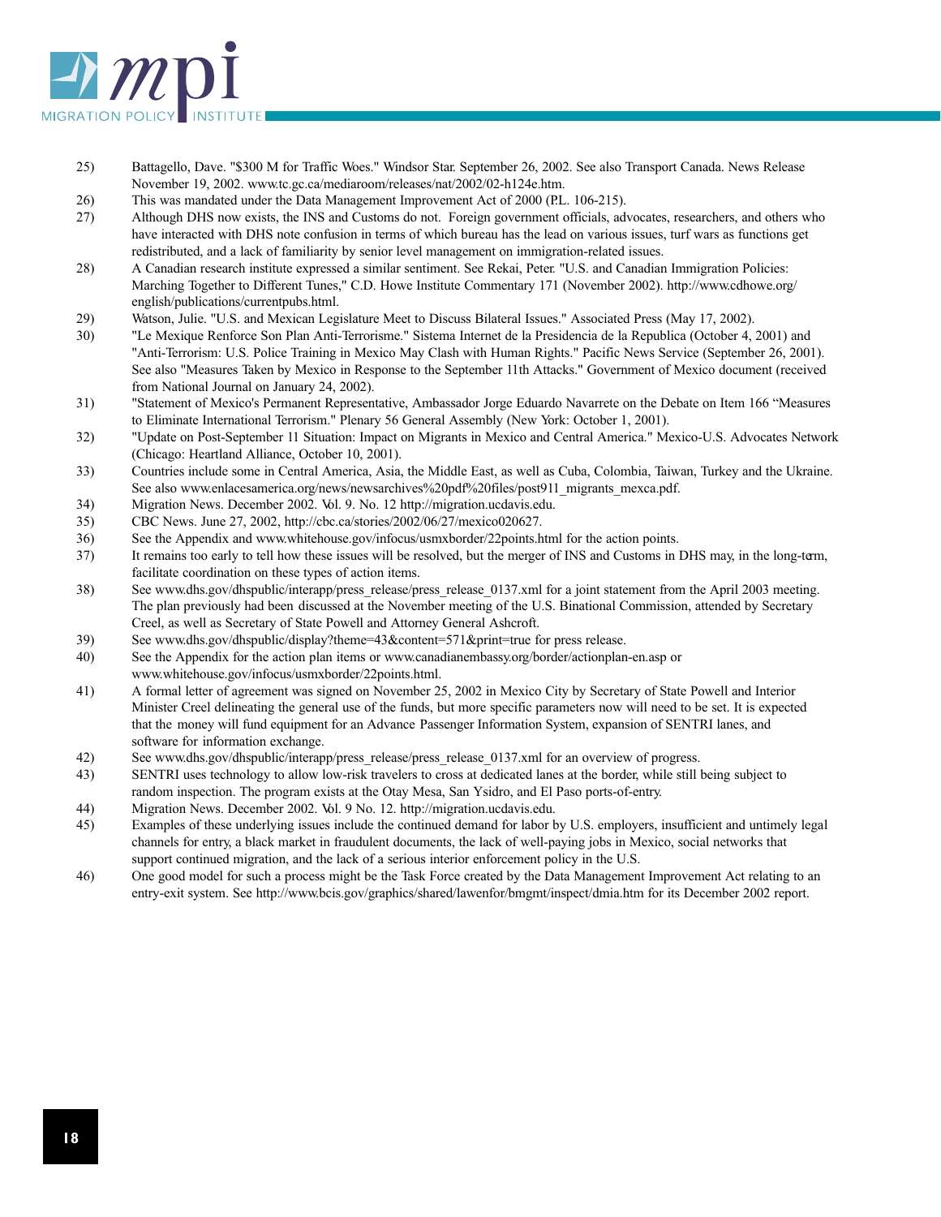25) Battagello, Dave. "$300 M for Traffic Woes." Windsor Star. September 26, 2002. See also Transport Canada. News Release November 19, 2002. www.tc.gc.ca/mediaroom/releases/nat/2002/02-h124e.htm.

26) This was mandated under the Data Management Improvement Act of 2000 (P.L. 106-215).

27) Although DHS now exists, the INS and Customs do not. Foreign government officials, advocates, researchers, and others who have interacted with DHS note confusion in terms of which bureau has the lead on various issues, turf wars as functions get redistributed, and a lack of familiarity by senior level management on immigration-related issues.

28) A Canadian research institute expressed a similar sentiment. See Rekai, Peter. "U.S. and Canadian Immigration Policies: Marching Together to Different Tunes," C.D. Howe Institute Commentary 171 (November 2002). http://www.cdhowe.org/english/publications/currentpubs.html.

29) Watson, Julie. "U.S. and Mexican Legislature Meet to Discuss Bilateral Issues." Associated Press (May 17, 2002).

30) "Le Mexique Renforce Son Plan Anti-Terrorisme." Sistema Internet de la Presidencia de la Republica (October 4, 2001) and "Anti-Terrorism: U.S. Police Training in Mexico May Clash with Human Rights." Pacific News Service (September 26, 2001). See also "Measures Taken by Mexico in Response to the September 11th Attacks." Government of Mexico document (received from National Journal on January 24, 2002).

31) "Statement of Mexico's Permanent Representative, Ambassador Jorge Eduardo Navarrete on the Debate on Item 166 "Measures to Eliminate International Terrorism." Plenary 56 General Assembly (New York: October 1, 2001).

32) "Update on Post-September 11 Situation: Impact on Migrants in Mexico and Central America." Mexico-U.S. Advocates Network (Chicago: Heartland Alliance, October 10, 2001).

33) Countries include some in Central America, Asia, the Middle East, as well as Cuba, Colombia, Taiwan, Turkey and the Ukraine. See also www.enlacesamerica.org/news/newsarchives%20pdf%20files/post911_migrants_mexca.pdf.

34) Migration News. December 2002. Vol. 9. No. 12 http://migration.ucdavis.edu.

35) CBC News. June 27, 2002, http://cbc.ca/stories/2002/06/27/mexico020627.

36) See the Appendix and www.whitehouse.gov/infocus/usmxborder/22points.html for the action points.

37) It remains too early to tell how these issues will be resolved, but the merger of INS and Customs in DHS may, in the long-term, facilitate coordination on these types of action items.

38) See www.dhs.gov/dhspublic/interapp/press_release/press_release_0137.xml for a joint statement from the April 2003 meeting. The plan previously had been discussed at the November meeting of the U.S. Binational Commission, attended by Secretary Creel, as well as Secretary of State Powell and Attorney General Ashcroft.

39) See www.dhs.gov/dhspublic/display?theme=43&content=571&print=true for press release.

40) See the Appendix for the action plan items or www.canadianembassy.org/border/actionplan-en.asp or www.whitehouse.gov/infocus/usmxborder/22points.html.

41) A formal letter of agreement was signed on November 25, 2002 in Mexico City by Secretary of State Powell and Interior Minister Creel delineating the general use of the funds, but more specific parameters now will need to be set. It is expected that the money will fund equipment for an Advance Passenger Information System, expansion of SENTRI lanes, and software for information exchange.

42) See www.dhs.gov/dhspublic/interapp/press_release/press_release_0137.xml for an overview of progress.

43) SENTRI uses technology to allow low-risk travelers to cross at dedicated lanes at the border, while still being subject to random inspection. The program exists at the Otay Mesa, San Ysidro, and El Paso ports-of-entry.

44) Migration News. December 2002. Vol. 9 No. 12. http://migration.ucdavis.edu.

45) Examples of these underlying issues include the continued demand for labor by U.S. employers, insufficient and untimely legal channels for entry, a black market in fraudulent documents, the lack of well-paying jobs in Mexico, social networks that support continued migration, and the lack of a serious interior enforcement policy in the U.S.

46) One good model for such a process might be the Task Force created by the Data Management Improvement Act relating to an entry-exit system. See http://www.bcis.gov/graphics/shared/lawenfor/bmgmt/inspect/dmia.htm for its December 2002 report.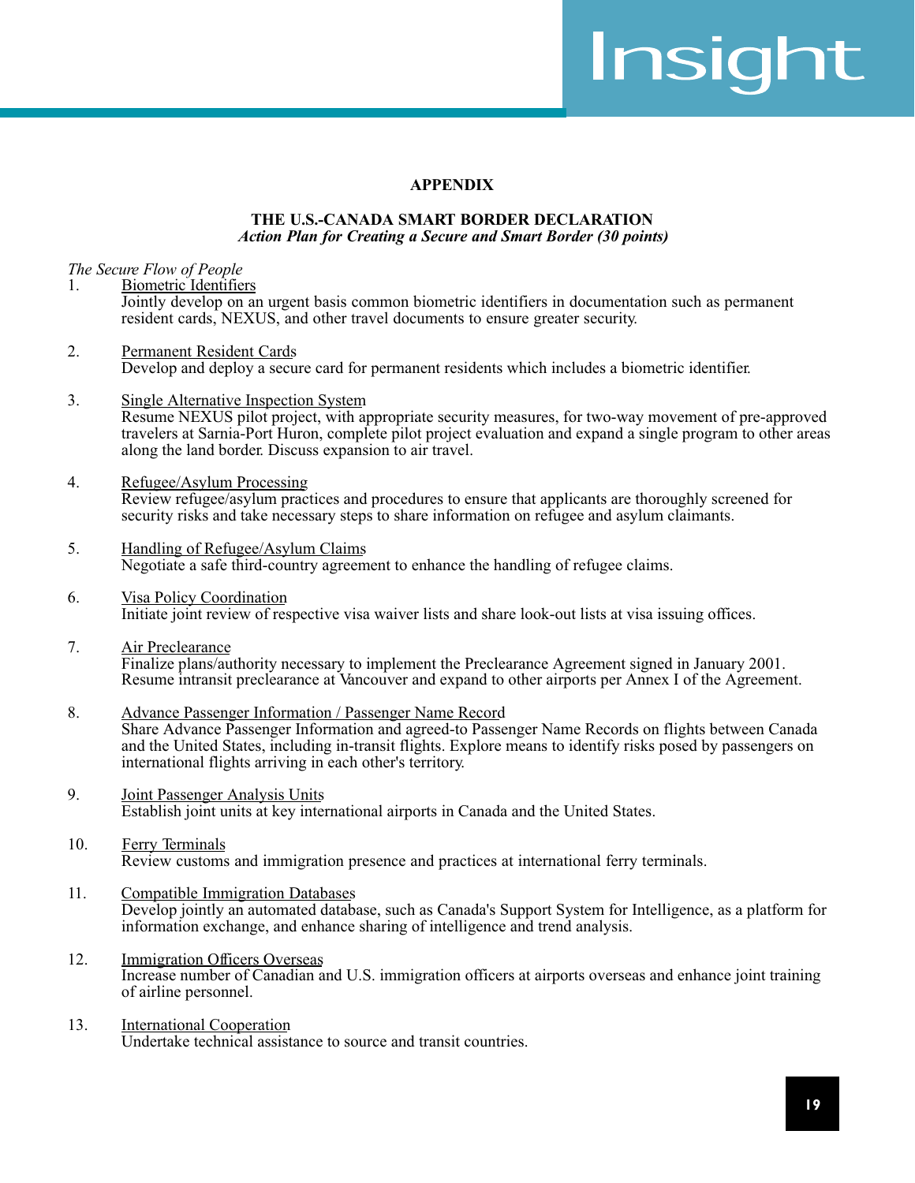## APPENDIX

### THE U.S.-CANADA SMART BORDER DECLARATION

*Action Plan for Creating a Secure and Smart Border (30 points)*

*The Secure Flow of People*

1. Biometric Identifiers
   Jointly develop on an urgent basis common biometric identifiers in documentation such as permanent resident cards, NEXUS, and other travel documents to ensure greater security.

2. Permanent Resident Cards
   Develop and deploy a secure card for permanent residents which includes a biometric identifier.

3. Single Alternative Inspection System
   Resume NEXUS pilot project, with appropriate security measures, for two-way movement of pre-approved travelers at Sarnia-Port Huron, complete pilot project evaluation and expand a single program to other areas along the land border. Discuss expansion to air travel.

4. Refugee/Asylum Processing
   Review refugee/asylum practices and procedures to ensure that applicants are thoroughly screened for security risks and take necessary steps to share information on refugee and asylum claimants.

5. Handling of Refugee/Asylum Claims
   Negotiate a safe third-country agreement to enhance the handling of refugee claims.

6. Visa Policy Coordination
   Initiate joint review of respective visa waiver lists and share look-out lists at visa issuing offices.

7. Air Preclearance
   Finalize plans/authority necessary to implement the Preclearance Agreement signed in January 2001. Resume intransit preclearance at Vancouver and expand to other airports per Annex I of the Agreement.

8. Advance Passenger Information / Passenger Name Record
   Share Advance Passenger Information and agreed-to Passenger Name Records on flights between Canada and the United States, including in-transit flights. Explore means to identify risks posed by passengers on international flights arriving in each other's territory.

9. Joint Passenger Analysis Units
   Establish joint units at key international airports in Canada and the United States.

10. Ferry Terminals
    Review customs and immigration presence and practices at international ferry terminals.

11. Compatible Immigration Databases
    Develop jointly an automated database, such as Canada's Support System for Intelligence, as a platform for information exchange, and enhance sharing of intelligence and trend analysis.

12. Immigration Officers Overseas
    Increase number of Canadian and U.S. immigration officers at airports overseas and enhance joint training of airline personnel.

13. International Cooperation
    Undertake technical assistance to source and transit countries.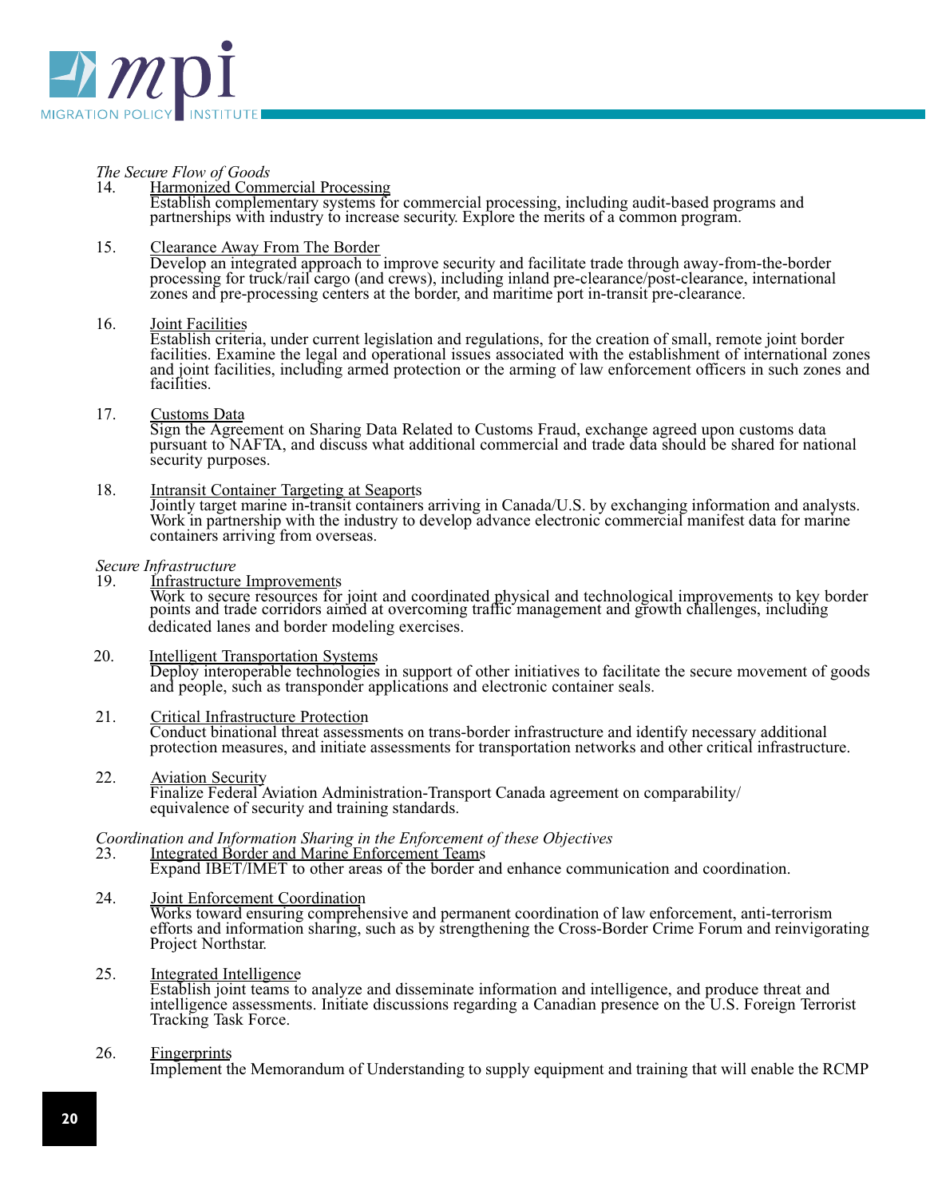*The Secure Flow of Goods*

14. Harmonized Commercial Processing
Establish complementary systems for commercial processing, including audit-based programs and partnerships with industry to increase security. Explore the merits of a common program.

15. Clearance Away From The Border
Develop an integrated approach to improve security and facilitate trade through away-from-the-border processing for truck/rail cargo (and crews), including inland pre-clearance/post-clearance, international zones and pre-processing centers at the border, and maritime port in-transit pre-clearance.

16. Joint Facilities
Establish criteria, under current legislation and regulations, for the creation of small, remote joint border facilities. Examine the legal and operational issues associated with the establishment of international zones and joint facilities, including armed protection or the arming of law enforcement officers in such zones and facilities.

17. Customs Data
Sign the Agreement on Sharing Data Related to Customs Fraud, exchange agreed upon customs data pursuant to NAFTA, and discuss what additional commercial and trade data should be shared for national security purposes.

18. Intransit Container Targeting at Seaports
Jointly target marine in-transit containers arriving in Canada/U.S. by exchanging information and analysts. Work in partnership with the industry to develop advance electronic commercial manifest data for marine containers arriving from overseas.

*Secure Infrastructure*

19. Infrastructure Improvements
Work to secure resources for joint and coordinated physical and technological improvements to key border points and trade corridors aimed at overcoming traffic management and growth challenges, including dedicated lanes and border modeling exercises.

20. Intelligent Transportation Systems
Deploy interoperable technologies in support of other initiatives to facilitate the secure movement of goods and people, such as transponder applications and electronic container seals.

21. Critical Infrastructure Protection
Conduct binational threat assessments on trans-border infrastructure and identify necessary additional protection measures, and initiate assessments for transportation networks and other critical infrastructure.

22. Aviation Security
Finalize Federal Aviation Administration-Transport Canada agreement on comparability/ equivalence of security and training standards.

*Coordination and Information Sharing in the Enforcement of these Objectives*

23. Integrated Border and Marine Enforcement Teams
Expand IBET/IMET to other areas of the border and enhance communication and coordination.

24. Joint Enforcement Coordination
Works toward ensuring comprehensive and permanent coordination of law enforcement, anti-terrorism efforts and information sharing, such as by strengthening the Cross-Border Crime Forum and reinvigorating Project Northstar.

25. Integrated Intelligence
Establish joint teams to analyze and disseminate information and intelligence, and produce threat and intelligence assessments. Initiate discussions regarding a Canadian presence on the U.S. Foreign Terrorist Tracking Task Force.

26. Fingerprints
Implement the Memorandum of Understanding to supply equipment and training that will enable the RCMP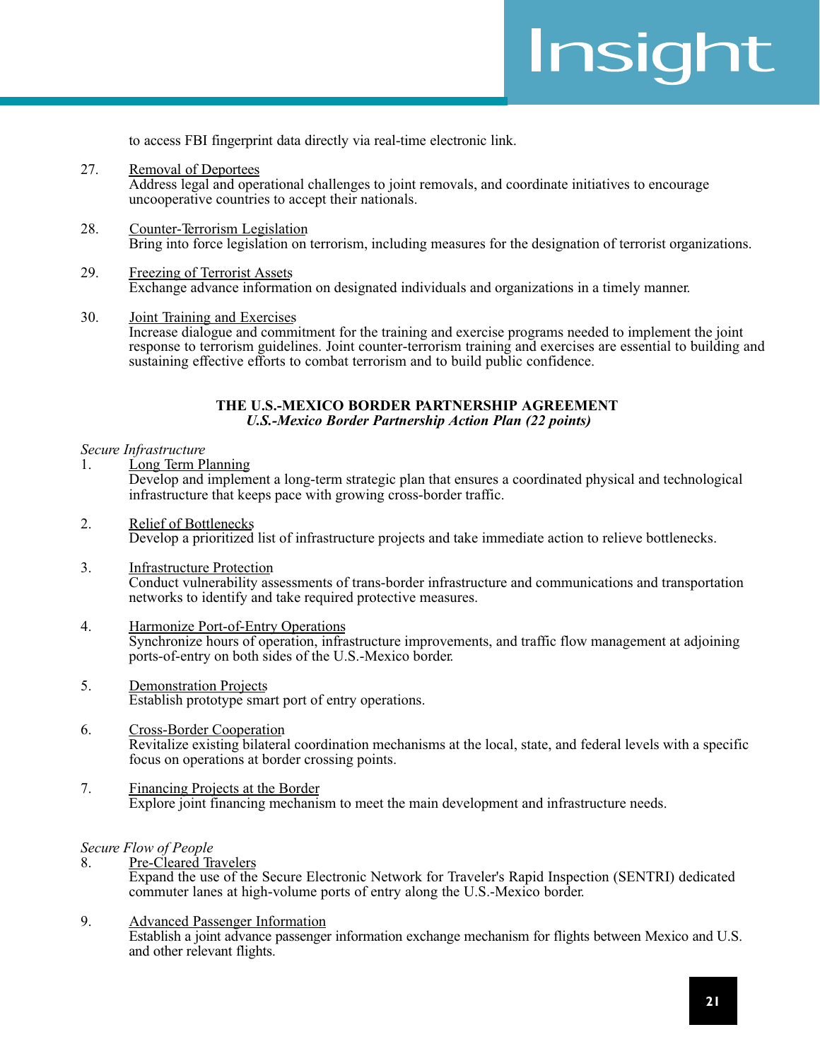to access FBI fingerprint data directly via real-time electronic link.

27. Removal of Deportees
Address legal and operational challenges to joint removals, and coordinate initiatives to encourage uncooperative countries to accept their nationals.

28. Counter-Terrorism Legislation
Bring into force legislation on terrorism, including measures for the designation of terrorist organizations.

29. Freezing of Terrorist Assets
Exchange advance information on designated individuals and organizations in a timely manner.

30. Joint Training and Exercises
Increase dialogue and commitment for the training and exercise programs needed to implement the joint response to terrorism guidelines. Joint counter-terrorism training and exercises are essential to building and sustaining effective efforts to combat terrorism and to build public confidence.

## THE U.S.-MEXICO BORDER PARTNERSHIP AGREEMENT

***U.S.-Mexico Border Partnership Action Plan (22 points)***

*Secure Infrastructure*

1. Long Term Planning
Develop and implement a long-term strategic plan that ensures a coordinated physical and technological infrastructure that keeps pace with growing cross-border traffic.

2. Relief of Bottlenecks
Develop a prioritized list of infrastructure projects and take immediate action to relieve bottlenecks.

3. Infrastructure Protection
Conduct vulnerability assessments of trans-border infrastructure and communications and transportation networks to identify and take required protective measures.

4. Harmonize Port-of-Entry Operations
Synchronize hours of operation, infrastructure improvements, and traffic flow management at adjoining ports-of-entry on both sides of the U.S.-Mexico border.

5. Demonstration Projects
Establish prototype smart port of entry operations.

6. Cross-Border Cooperation
Revitalize existing bilateral coordination mechanisms at the local, state, and federal levels with a specific focus on operations at border crossing points.

7. Financing Projects at the Border
Explore joint financing mechanism to meet the main development and infrastructure needs.

*Secure Flow of People*

8. Pre-Cleared Travelers
Expand the use of the Secure Electronic Network for Traveler's Rapid Inspection (SENTRI) dedicated commuter lanes at high-volume ports of entry along the U.S.-Mexico border.

9. Advanced Passenger Information
Establish a joint advance passenger information exchange mechanism for flights between Mexico and U.S. and other relevant flights.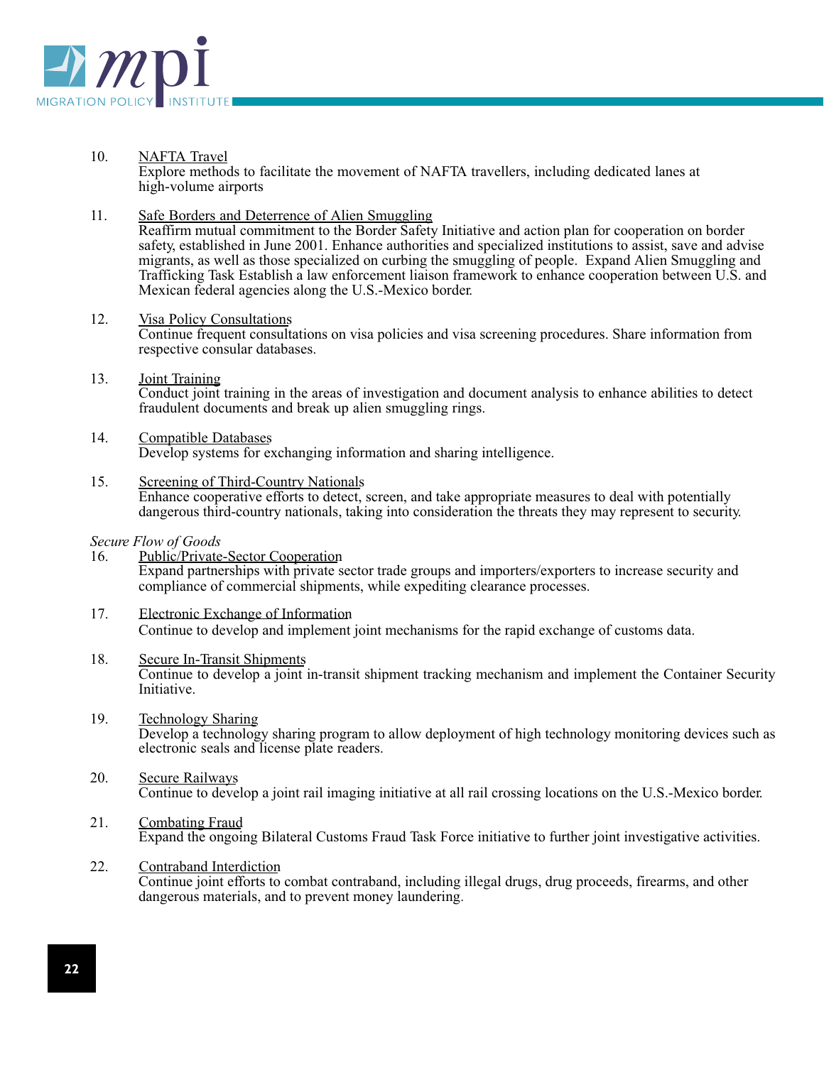10. <u>NAFTA Travel</u>
    Explore methods to facilitate the movement of NAFTA travellers, including dedicated lanes at high-volume airports

11. <u>Safe Borders and Deterrence of Alien Smuggling</u>
    Reaffirm mutual commitment to the Border Safety Initiative and action plan for cooperation on border safety, established in June 2001. Enhance authorities and specialized institutions to assist, save and advise migrants, as well as those specialized on curbing the smuggling of people. Expand Alien Smuggling and Trafficking Task Establish a law enforcement liaison framework to enhance cooperation between U.S. and Mexican federal agencies along the U.S.-Mexico border.

12. <u>Visa Policy Consultations</u>
    Continue frequent consultations on visa policies and visa screening procedures. Share information from respective consular databases.

13. <u>Joint Training</u>
    Conduct joint training in the areas of investigation and document analysis to enhance abilities to detect fraudulent documents and break up alien smuggling rings.

14. <u>Compatible Databases</u>
    Develop systems for exchanging information and sharing intelligence.

15. <u>Screening of Third-Country Nationals</u>
    Enhance cooperative efforts to detect, screen, and take appropriate measures to deal with potentially dangerous third-country nationals, taking into consideration the threats they may represent to security.

*Secure Flow of Goods*

16. <u>Public/Private-Sector Cooperation</u>
    Expand partnerships with private sector trade groups and importers/exporters to increase security and compliance of commercial shipments, while expediting clearance processes.

17. <u>Electronic Exchange of Information</u>
    Continue to develop and implement joint mechanisms for the rapid exchange of customs data.

18. <u>Secure In-Transit Shipments</u>
    Continue to develop a joint in-transit shipment tracking mechanism and implement the Container Security Initiative.

19. <u>Technology Sharing</u>
    Develop a technology sharing program to allow deployment of high technology monitoring devices such as electronic seals and license plate readers.

20. <u>Secure Railways</u>
    Continue to develop a joint rail imaging initiative at all rail crossing locations on the U.S.-Mexico border.

21. <u>Combating Fraud</u>
    Expand the ongoing Bilateral Customs Fraud Task Force initiative to further joint investigative activities.

22. <u>Contraband Interdiction</u>
    Continue joint efforts to combat contraband, including illegal drugs, drug proceeds, firearms, and other dangerous materials, and to prevent money laundering.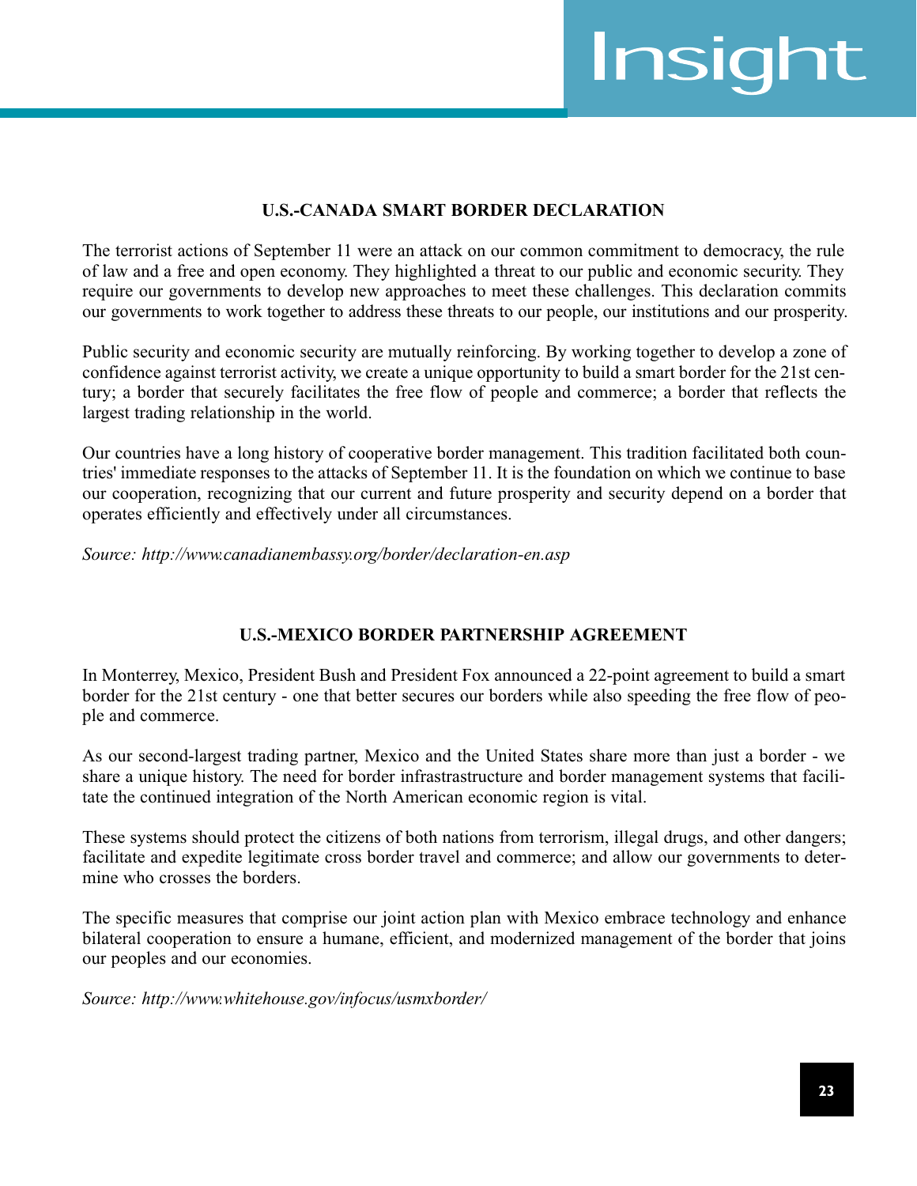## U.S.-CANADA SMART BORDER DECLARATION

The terrorist actions of September 11 were an attack on our common commitment to democracy, the rule of law and a free and open economy. They highlighted a threat to our public and economic security. They require our governments to develop new approaches to meet these challenges. This declaration commits our governments to work together to address these threats to our people, our institutions and our prosperity.

Public security and economic security are mutually reinforcing. By working together to develop a zone of confidence against terrorist activity, we create a unique opportunity to build a smart border for the 21st century; a border that securely facilitates the free flow of people and commerce; a border that reflects the largest trading relationship in the world.

Our countries have a long history of cooperative border management. This tradition facilitated both countries' immediate responses to the attacks of September 11. It is the foundation on which we continue to base our cooperation, recognizing that our current and future prosperity and security depend on a border that operates efficiently and effectively under all circumstances.

*Source: http://www.canadianembassy.org/border/declaration-en.asp*

## U.S.-MEXICO BORDER PARTNERSHIP AGREEMENT

In Monterrey, Mexico, President Bush and President Fox announced a 22-point agreement to build a smart border for the 21st century - one that better secures our borders while also speeding the free flow of people and commerce.

As our second-largest trading partner, Mexico and the United States share more than just a border - we share a unique history. The need for border infrastrastructure and border management systems that facilitate the continued integration of the North American economic region is vital.

These systems should protect the citizens of both nations from terrorism, illegal drugs, and other dangers; facilitate and expedite legitimate cross border travel and commerce; and allow our governments to determine who crosses the borders.

The specific measures that comprise our joint action plan with Mexico embrace technology and enhance bilateral cooperation to ensure a humane, efficient, and modernized management of the border that joins our peoples and our economies.

*Source: http://www.whitehouse.gov/infocus/usmxborder/*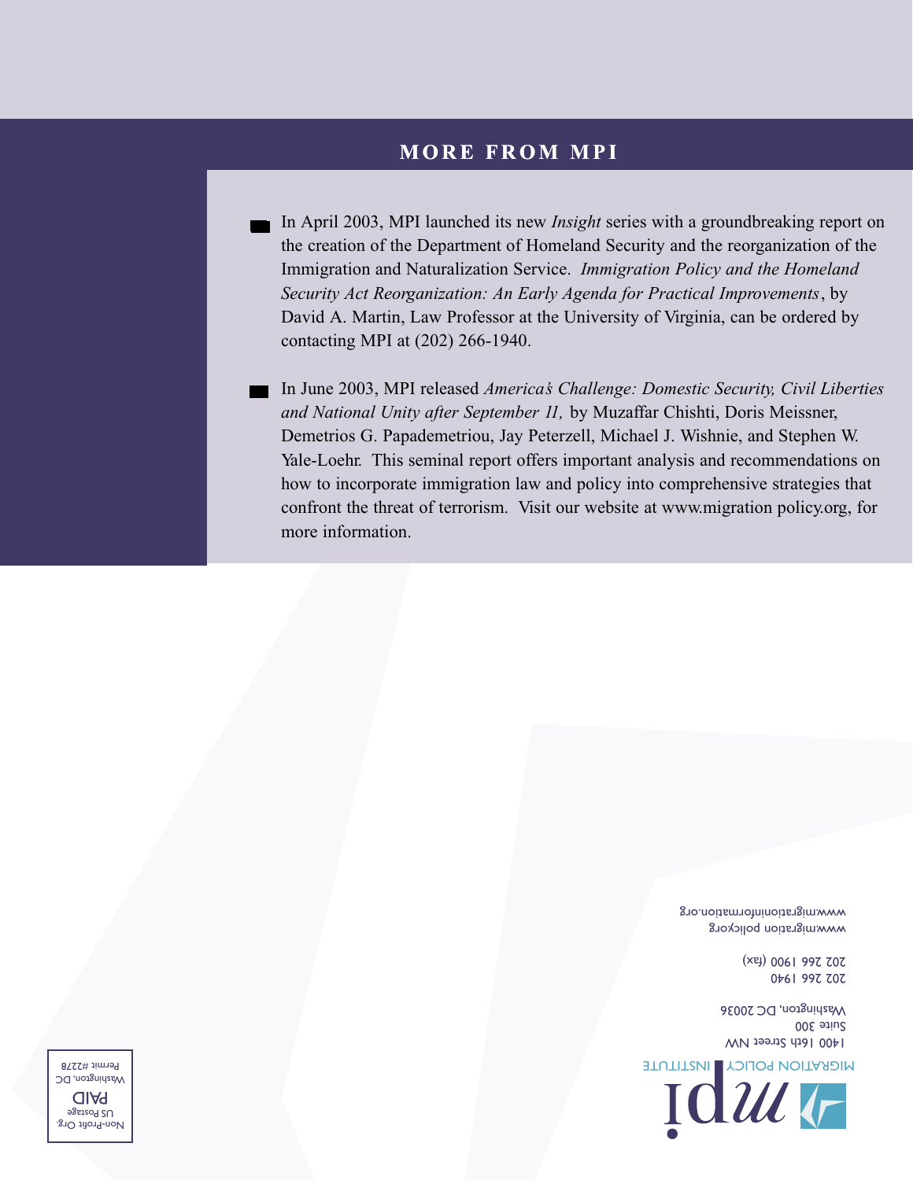## MORE FROM MPI

- In April 2003, MPI launched its new *Insight* series with a groundbreaking report on the creation of the Department of Homeland Security and the reorganization of the Immigration and Naturalization Service. *Immigration Policy and the Homeland Security Act Reorganization: An Early Agenda for Practical Improvements*, by David A. Martin, Law Professor at the University of Virginia, can be ordered by contacting MPI at (202) 266-1940.

- In June 2003, MPI released *America's Challenge: Domestic Security, Civil Liberties and National Unity after September 11,* by Muzaffar Chishti, Doris Meissner, Demetrios G. Papademetriou, Jay Peterzell, Michael J. Wishnie, and Stephen W. Yale-Loehr. This seminal report offers important analysis and recommendations on how to incorporate immigration law and policy into comprehensive strategies that confront the threat of terrorism. Visit our website at www.migration policy.org, for more information.

mpi
MIGRATION POLICY INSTITUTE

1400 16th Street NW
Suite 300
Washington, DC 20036

202 266 1940
202 266 1900 (fax)

www.migration policy.org
www.migrationinformation.org

Non-Profit Org.
US Postage
PAID
Washington, DC
Permit #2278